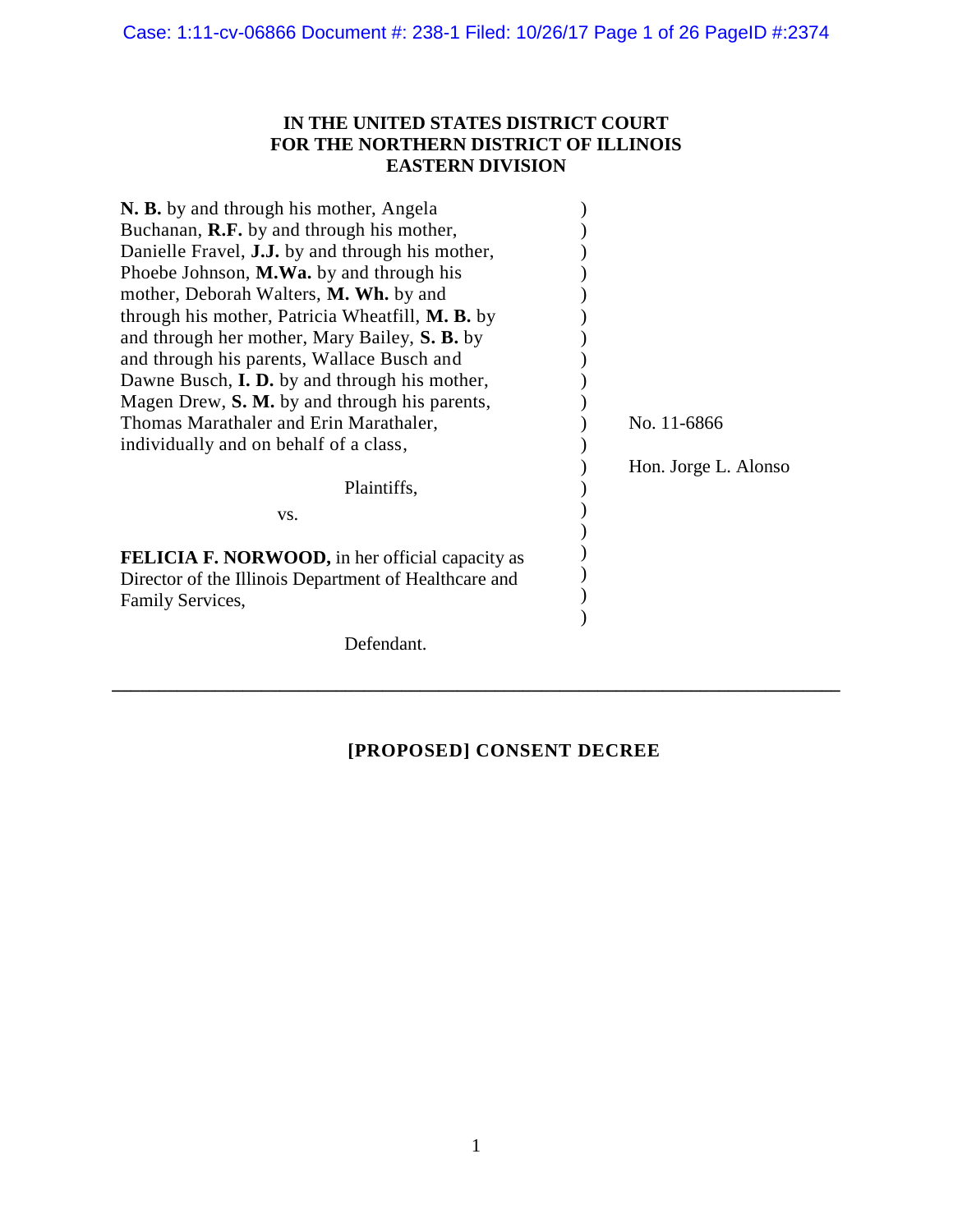Case: 1:11-cv-06866 Document #: 238-1 Filed: 10/26/17 Page 1 of 26 PageID #:2374

**IN THE UNITED STATES DISTRICT COURT**
**FOR THE NORTHERN DISTRICT OF ILLINOIS**
**EASTERN DIVISION**

**N. B.** by and through his mother, Angela Buchanan, **R.F.** by and through his mother, Danielle Fravel, **J.J.** by and through his mother, Phoebe Johnson, **M.Wa.** by and through his mother, Deborah Walters, **M. Wh.** by and through his mother, Patricia Wheatfill, **M. B.** by and through her mother, Mary Bailey, **S. B.** by and through his parents, Wallace Busch and Dawne Busch, **I. D.** by and through his mother, Magen Drew, **S. M.** by and through his parents, Thomas Marathaler and Erin Marathaler, individually and on behalf of a class,

Plaintiffs,

vs.

**FELICIA F. NORWOOD,** in her official capacity as Director of the Illinois Department of Healthcare and Family Services,

Defendant.

No. 11-6866

Hon. Jorge L. Alonso

---

**[PROPOSED] CONSENT DECREE**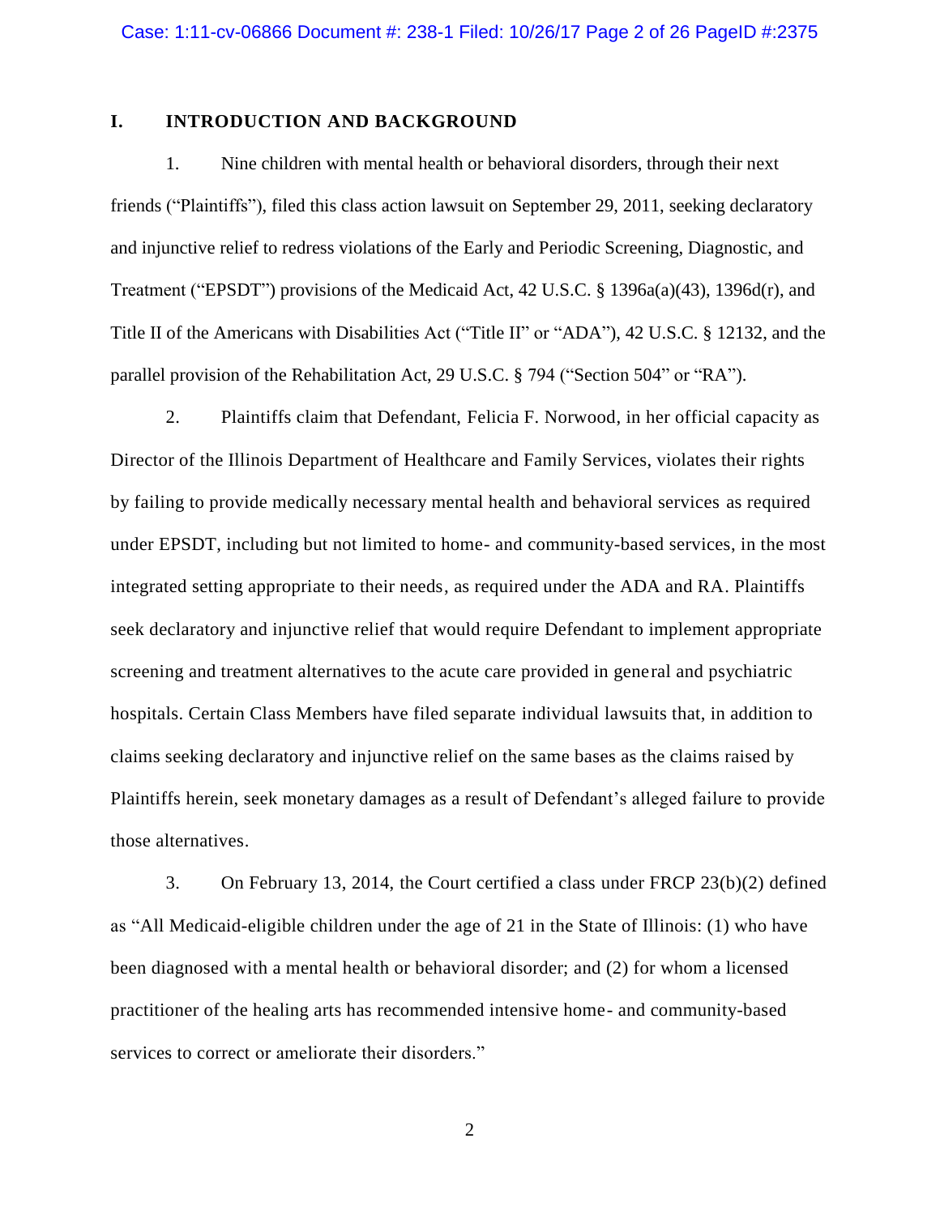## I. INTRODUCTION AND BACKGROUND

1. Nine children with mental health or behavioral disorders, through their next friends ("Plaintiffs"), filed this class action lawsuit on September 29, 2011, seeking declaratory and injunctive relief to redress violations of the Early and Periodic Screening, Diagnostic, and Treatment ("EPSDT") provisions of the Medicaid Act, 42 U.S.C. § 1396a(a)(43), 1396d(r), and Title II of the Americans with Disabilities Act ("Title II" or "ADA"), 42 U.S.C. § 12132, and the parallel provision of the Rehabilitation Act, 29 U.S.C. § 794 ("Section 504" or "RA").

2. Plaintiffs claim that Defendant, Felicia F. Norwood, in her official capacity as Director of the Illinois Department of Healthcare and Family Services, violates their rights by failing to provide medically necessary mental health and behavioral services as required under EPSDT, including but not limited to home- and community-based services, in the most integrated setting appropriate to their needs, as required under the ADA and RA. Plaintiffs seek declaratory and injunctive relief that would require Defendant to implement appropriate screening and treatment alternatives to the acute care provided in general and psychiatric hospitals. Certain Class Members have filed separate individual lawsuits that, in addition to claims seeking declaratory and injunctive relief on the same bases as the claims raised by Plaintiffs herein, seek monetary damages as a result of Defendant's alleged failure to provide those alternatives.

3. On February 13, 2014, the Court certified a class under FRCP 23(b)(2) defined as "All Medicaid-eligible children under the age of 21 in the State of Illinois: (1) who have been diagnosed with a mental health or behavioral disorder; and (2) for whom a licensed practitioner of the healing arts has recommended intensive home- and community-based services to correct or ameliorate their disorders."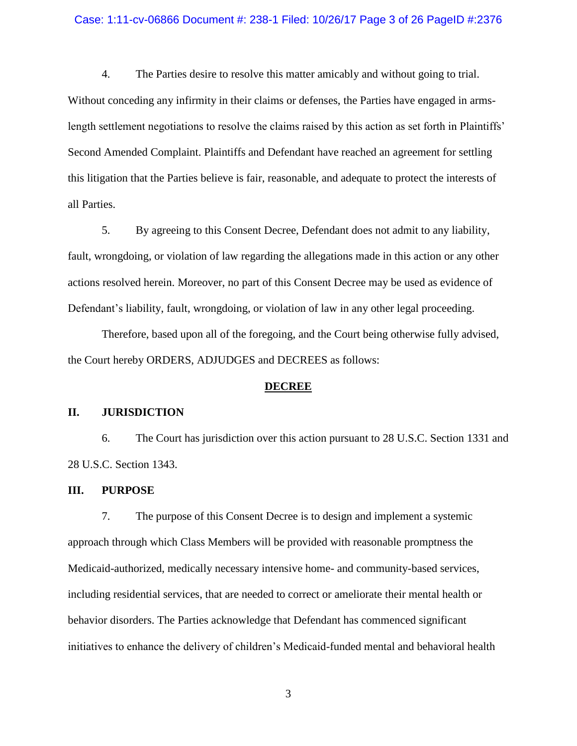4. The Parties desire to resolve this matter amicably and without going to trial. Without conceding any infirmity in their claims or defenses, the Parties have engaged in arms-length settlement negotiations to resolve the claims raised by this action as set forth in Plaintiffs' Second Amended Complaint. Plaintiffs and Defendant have reached an agreement for settling this litigation that the Parties believe is fair, reasonable, and adequate to protect the interests of all Parties.

5. By agreeing to this Consent Decree, Defendant does not admit to any liability, fault, wrongdoing, or violation of law regarding the allegations made in this action or any other actions resolved herein. Moreover, no part of this Consent Decree may be used as evidence of Defendant's liability, fault, wrongdoing, or violation of law in any other legal proceeding.

Therefore, based upon all of the foregoing, and the Court being otherwise fully advised, the Court hereby ORDERS, ADJUDGES and DECREES as follows:

## DECREE

## II. JURISDICTION

6. The Court has jurisdiction over this action pursuant to 28 U.S.C. Section 1331 and 28 U.S.C. Section 1343.

## III. PURPOSE

7. The purpose of this Consent Decree is to design and implement a systemic approach through which Class Members will be provided with reasonable promptness the Medicaid-authorized, medically necessary intensive home- and community-based services, including residential services, that are needed to correct or ameliorate their mental health or behavior disorders. The Parties acknowledge that Defendant has commenced significant initiatives to enhance the delivery of children's Medicaid-funded mental and behavioral health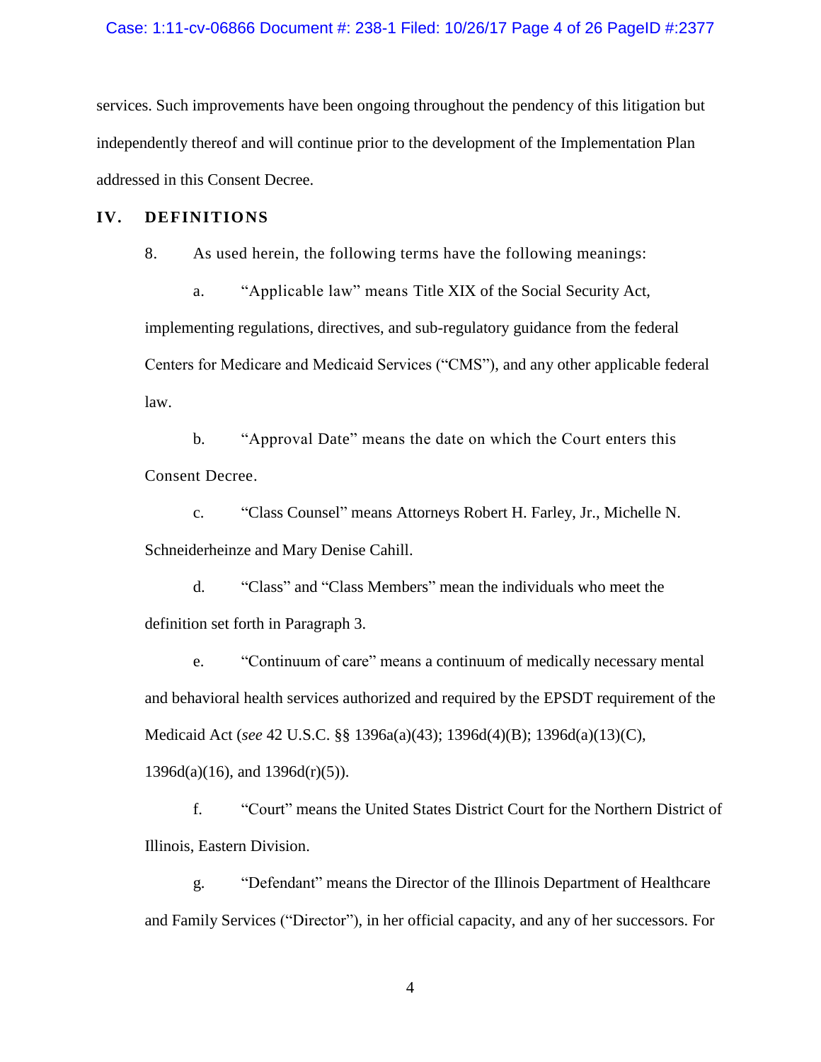services. Such improvements have been ongoing throughout the pendency of this litigation but independently thereof and will continue prior to the development of the Implementation Plan addressed in this Consent Decree.

## IV. DEFINITIONS

8. As used herein, the following terms have the following meanings:

a. "Applicable law" means Title XIX of the Social Security Act, implementing regulations, directives, and sub-regulatory guidance from the federal Centers for Medicare and Medicaid Services ("CMS"), and any other applicable federal law.

b. "Approval Date" means the date on which the Court enters this Consent Decree.

c. "Class Counsel" means Attorneys Robert H. Farley, Jr., Michelle N. Schneiderheinze and Mary Denise Cahill.

d. "Class" and "Class Members" mean the individuals who meet the definition set forth in Paragraph 3.

e. "Continuum of care" means a continuum of medically necessary mental and behavioral health services authorized and required by the EPSDT requirement of the Medicaid Act (*see* 42 U.S.C. §§ 1396a(a)(43); 1396d(4)(B); 1396d(a)(13)(C), 1396d(a)(16), and 1396d(r)(5)).

f. "Court" means the United States District Court for the Northern District of Illinois, Eastern Division.

g. "Defendant" means the Director of the Illinois Department of Healthcare and Family Services ("Director"), in her official capacity, and any of her successors. For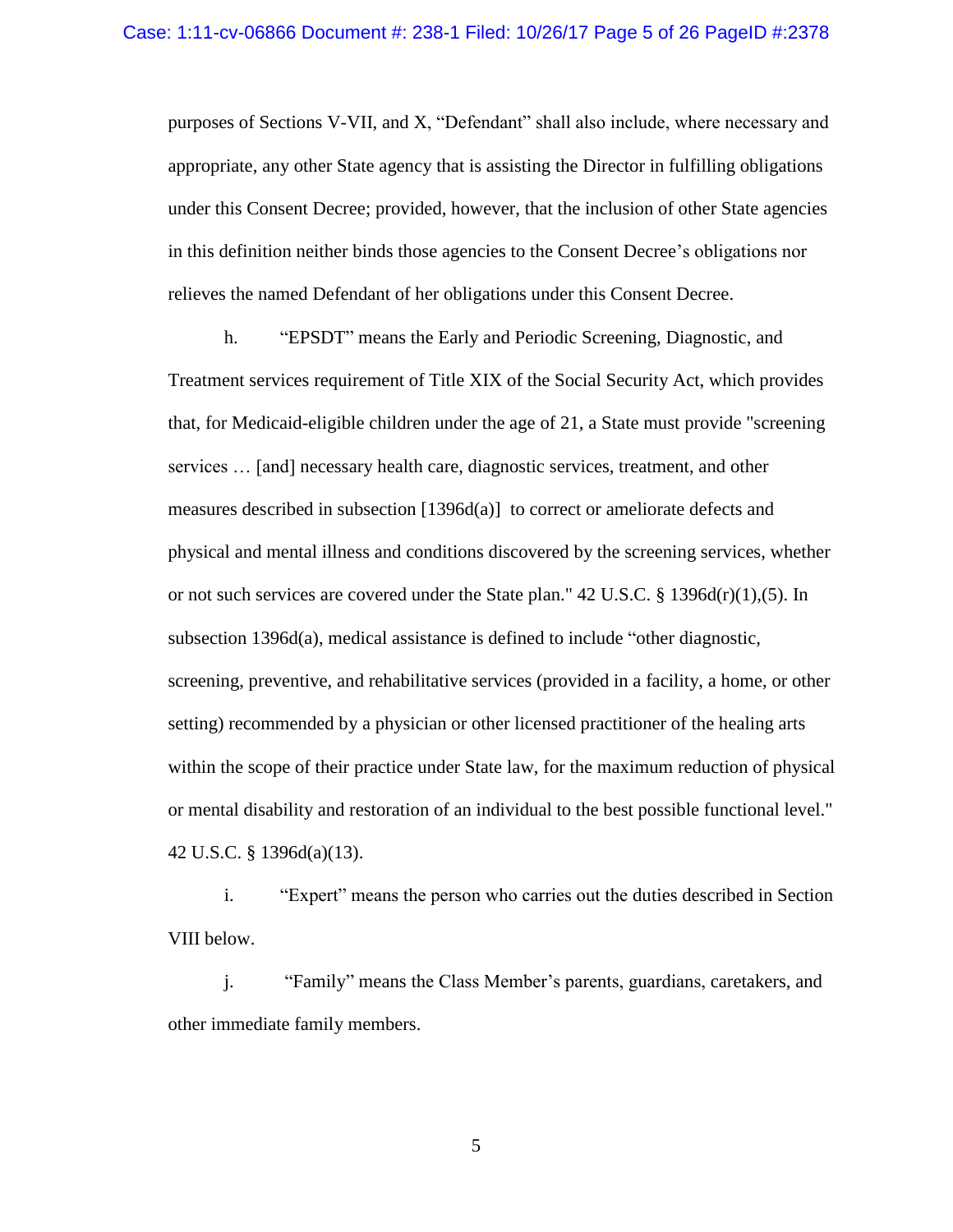purposes of Sections V-VII, and X, "Defendant" shall also include, where necessary and appropriate, any other State agency that is assisting the Director in fulfilling obligations under this Consent Decree; provided, however, that the inclusion of other State agencies in this definition neither binds those agencies to the Consent Decree's obligations nor relieves the named Defendant of her obligations under this Consent Decree.

h. "EPSDT" means the Early and Periodic Screening, Diagnostic, and Treatment services requirement of Title XIX of the Social Security Act, which provides that, for Medicaid-eligible children under the age of 21, a State must provide "screening services … [and] necessary health care, diagnostic services, treatment, and other measures described in subsection [1396d(a)] to correct or ameliorate defects and physical and mental illness and conditions discovered by the screening services, whether or not such services are covered under the State plan." 42 U.S.C. § 1396d(r)(1),(5). In subsection 1396d(a), medical assistance is defined to include "other diagnostic, screening, preventive, and rehabilitative services (provided in a facility, a home, or other setting) recommended by a physician or other licensed practitioner of the healing arts within the scope of their practice under State law, for the maximum reduction of physical or mental disability and restoration of an individual to the best possible functional level." 42 U.S.C. § 1396d(a)(13).

i. "Expert" means the person who carries out the duties described in Section VIII below.

j. "Family" means the Class Member's parents, guardians, caretakers, and other immediate family members.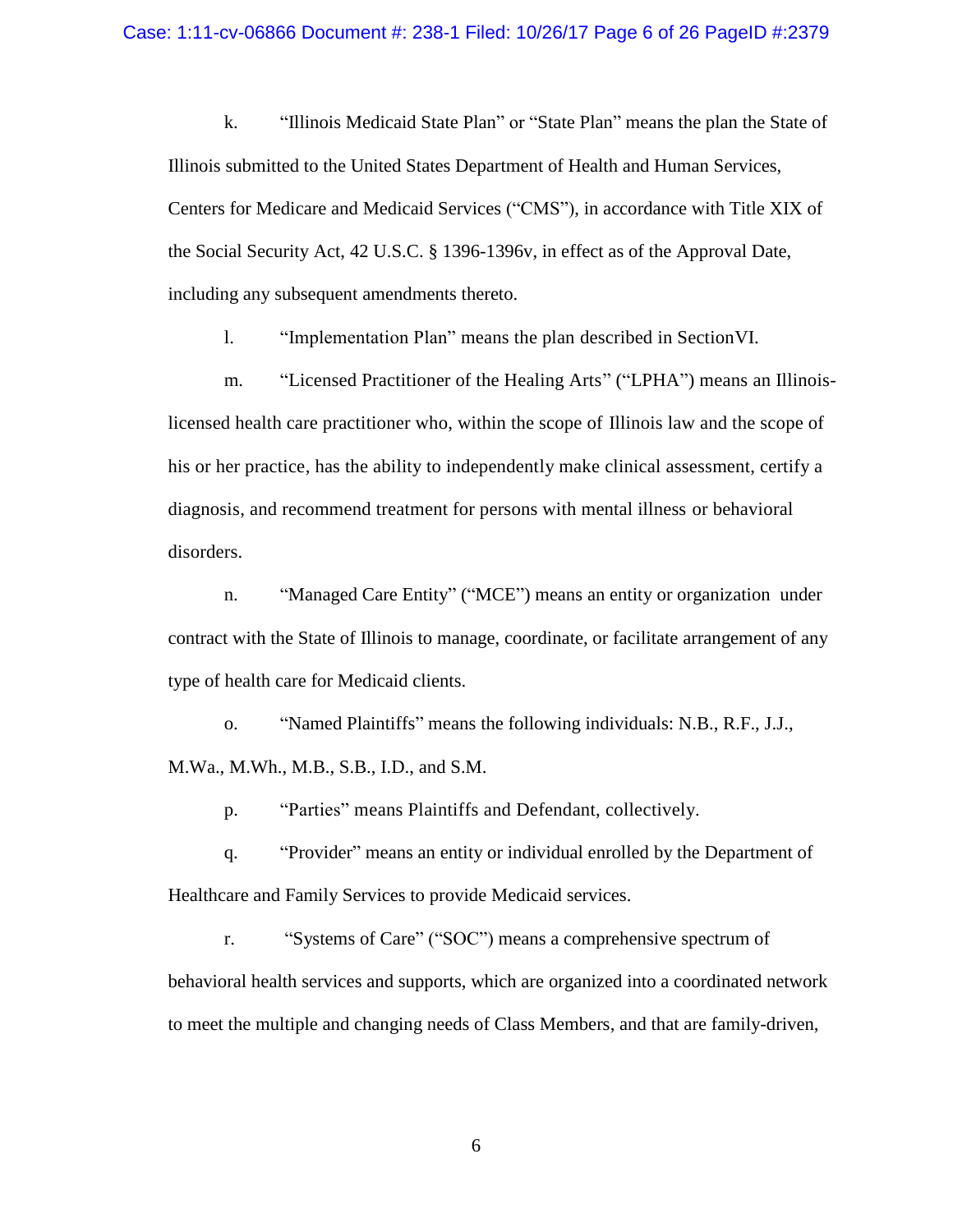k. "Illinois Medicaid State Plan" or "State Plan" means the plan the State of Illinois submitted to the United States Department of Health and Human Services, Centers for Medicare and Medicaid Services ("CMS"), in accordance with Title XIX of the Social Security Act, 42 U.S.C. § 1396-1396v, in effect as of the Approval Date, including any subsequent amendments thereto.

l. "Implementation Plan" means the plan described in SectionVI.

m. "Licensed Practitioner of the Healing Arts" ("LPHA") means an Illinois-licensed health care practitioner who, within the scope of Illinois law and the scope of his or her practice, has the ability to independently make clinical assessment, certify a diagnosis, and recommend treatment for persons with mental illness or behavioral disorders.

n. "Managed Care Entity" ("MCE") means an entity or organization under contract with the State of Illinois to manage, coordinate, or facilitate arrangement of any type of health care for Medicaid clients.

o. "Named Plaintiffs" means the following individuals: N.B., R.F., J.J., M.Wa., M.Wh., M.B., S.B., I.D., and S.M.

p. "Parties" means Plaintiffs and Defendant, collectively.

q. "Provider" means an entity or individual enrolled by the Department of Healthcare and Family Services to provide Medicaid services.

r. "Systems of Care" ("SOC") means a comprehensive spectrum of behavioral health services and supports, which are organized into a coordinated network to meet the multiple and changing needs of Class Members, and that are family-driven,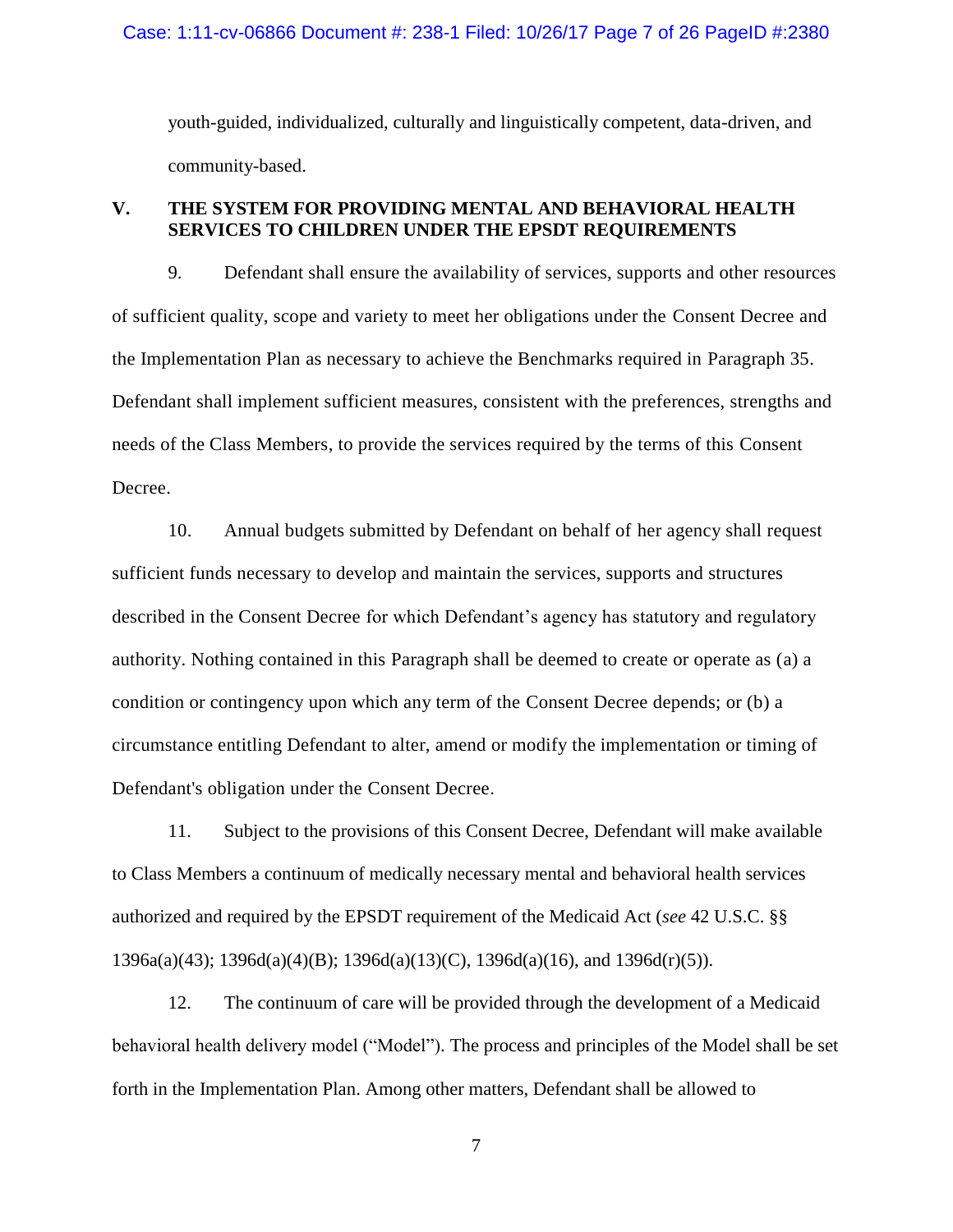youth-guided, individualized, culturally and linguistically competent, data-driven, and community-based.

## V. THE SYSTEM FOR PROVIDING MENTAL AND BEHAVIORAL HEALTH SERVICES TO CHILDREN UNDER THE EPSDT REQUIREMENTS

9. Defendant shall ensure the availability of services, supports and other resources of sufficient quality, scope and variety to meet her obligations under the Consent Decree and the Implementation Plan as necessary to achieve the Benchmarks required in Paragraph 35. Defendant shall implement sufficient measures, consistent with the preferences, strengths and needs of the Class Members, to provide the services required by the terms of this Consent Decree.

10. Annual budgets submitted by Defendant on behalf of her agency shall request sufficient funds necessary to develop and maintain the services, supports and structures described in the Consent Decree for which Defendant's agency has statutory and regulatory authority. Nothing contained in this Paragraph shall be deemed to create or operate as (a) a condition or contingency upon which any term of the Consent Decree depends; or (b) a circumstance entitling Defendant to alter, amend or modify the implementation or timing of Defendant's obligation under the Consent Decree.

11. Subject to the provisions of this Consent Decree, Defendant will make available to Class Members a continuum of medically necessary mental and behavioral health services authorized and required by the EPSDT requirement of the Medicaid Act (*see* 42 U.S.C. §§ 1396a(a)(43); 1396d(a)(4)(B); 1396d(a)(13)(C), 1396d(a)(16), and 1396d(r)(5)).

12. The continuum of care will be provided through the development of a Medicaid behavioral health delivery model ("Model"). The process and principles of the Model shall be set forth in the Implementation Plan. Among other matters, Defendant shall be allowed to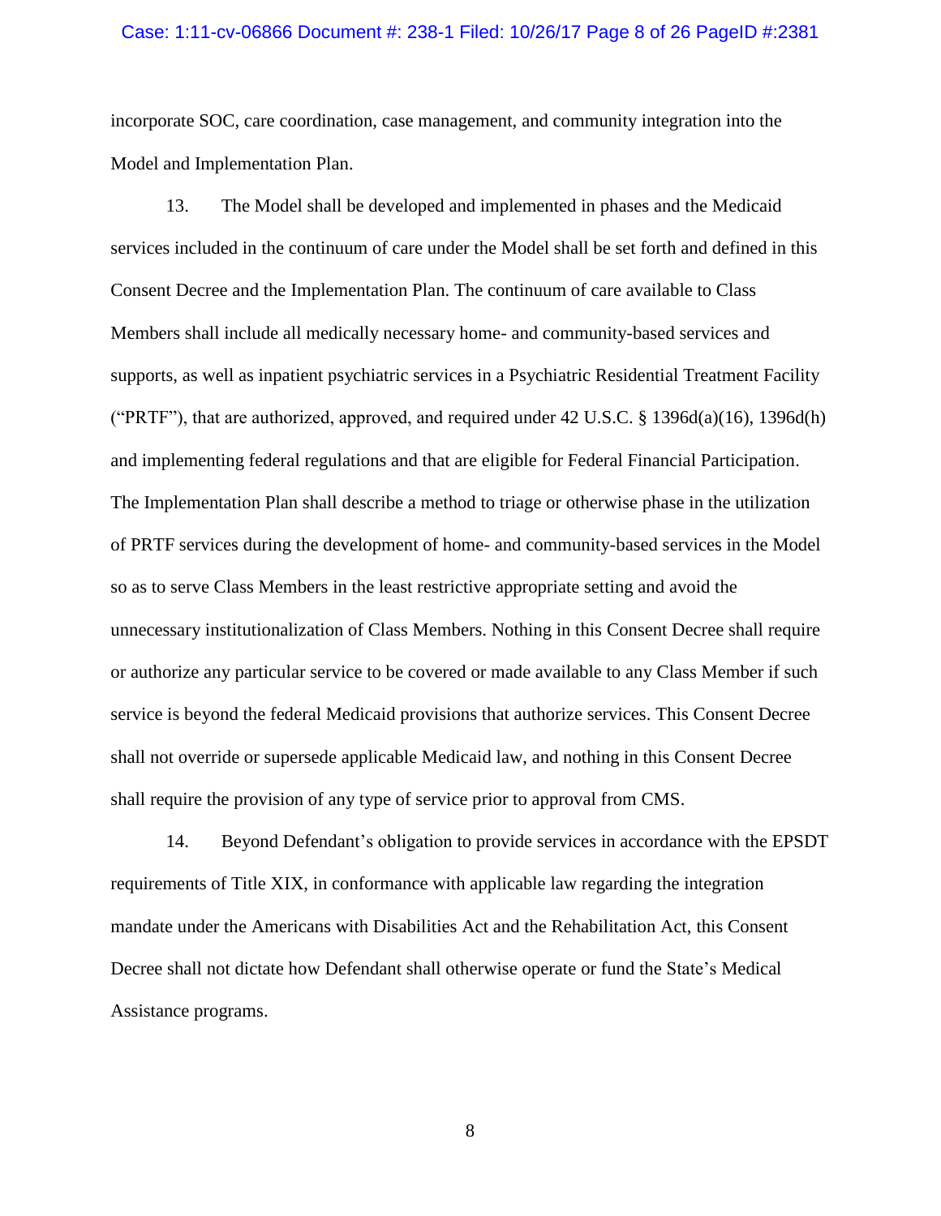incorporate SOC, care coordination, case management, and community integration into the Model and Implementation Plan.

13. The Model shall be developed and implemented in phases and the Medicaid services included in the continuum of care under the Model shall be set forth and defined in this Consent Decree and the Implementation Plan. The continuum of care available to Class Members shall include all medically necessary home- and community-based services and supports, as well as inpatient psychiatric services in a Psychiatric Residential Treatment Facility ("PRTF"), that are authorized, approved, and required under 42 U.S.C. § 1396d(a)(16), 1396d(h) and implementing federal regulations and that are eligible for Federal Financial Participation. The Implementation Plan shall describe a method to triage or otherwise phase in the utilization of PRTF services during the development of home- and community-based services in the Model so as to serve Class Members in the least restrictive appropriate setting and avoid the unnecessary institutionalization of Class Members. Nothing in this Consent Decree shall require or authorize any particular service to be covered or made available to any Class Member if such service is beyond the federal Medicaid provisions that authorize services. This Consent Decree shall not override or supersede applicable Medicaid law, and nothing in this Consent Decree shall require the provision of any type of service prior to approval from CMS.

14. Beyond Defendant's obligation to provide services in accordance with the EPSDT requirements of Title XIX, in conformance with applicable law regarding the integration mandate under the Americans with Disabilities Act and the Rehabilitation Act, this Consent Decree shall not dictate how Defendant shall otherwise operate or fund the State's Medical Assistance programs.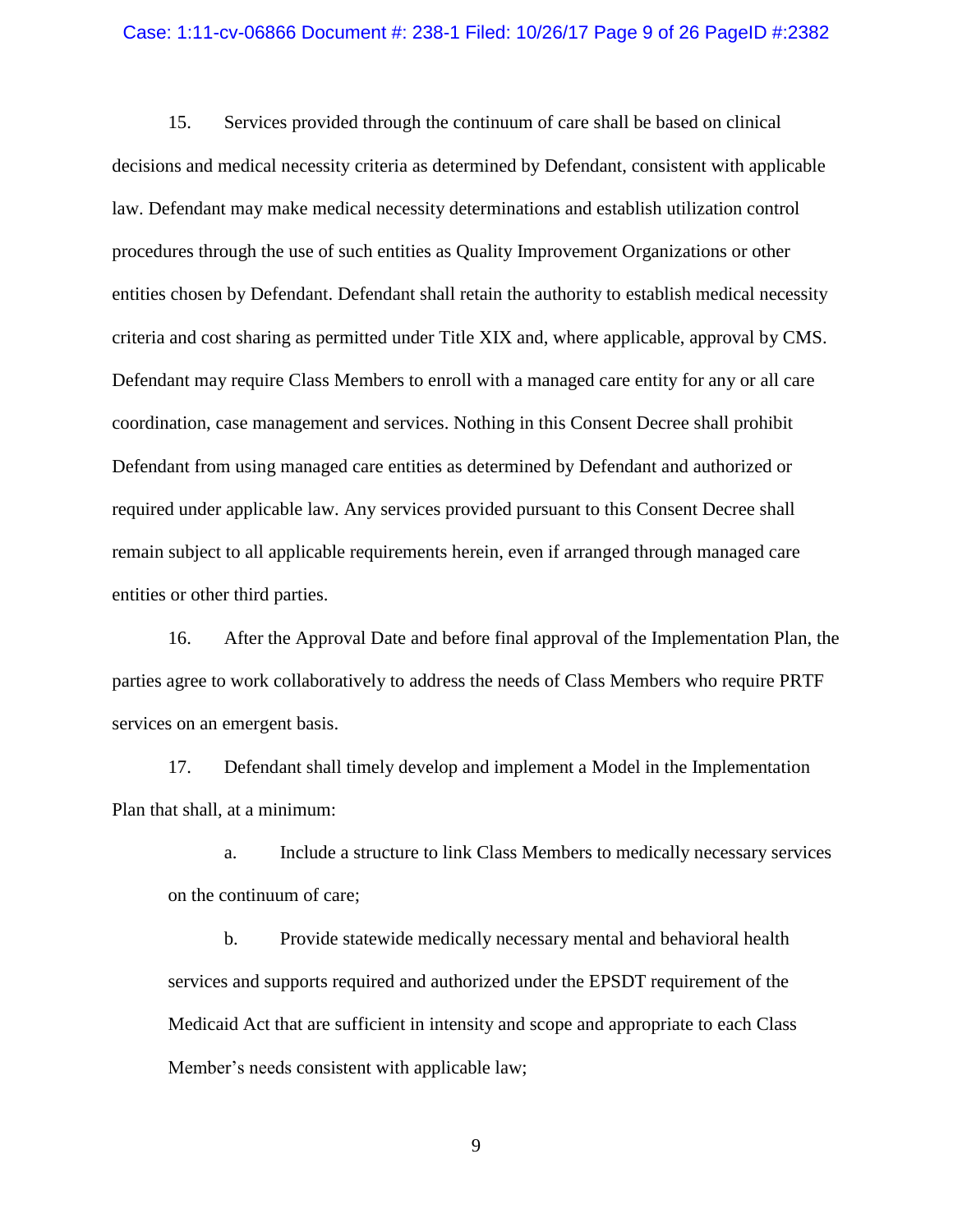15. Services provided through the continuum of care shall be based on clinical decisions and medical necessity criteria as determined by Defendant, consistent with applicable law. Defendant may make medical necessity determinations and establish utilization control procedures through the use of such entities as Quality Improvement Organizations or other entities chosen by Defendant. Defendant shall retain the authority to establish medical necessity criteria and cost sharing as permitted under Title XIX and, where applicable, approval by CMS. Defendant may require Class Members to enroll with a managed care entity for any or all care coordination, case management and services. Nothing in this Consent Decree shall prohibit Defendant from using managed care entities as determined by Defendant and authorized or required under applicable law. Any services provided pursuant to this Consent Decree shall remain subject to all applicable requirements herein, even if arranged through managed care entities or other third parties.

16. After the Approval Date and before final approval of the Implementation Plan, the parties agree to work collaboratively to address the needs of Class Members who require PRTF services on an emergent basis.

17. Defendant shall timely develop and implement a Model in the Implementation Plan that shall, at a minimum:

a. Include a structure to link Class Members to medically necessary services on the continuum of care;

b. Provide statewide medically necessary mental and behavioral health services and supports required and authorized under the EPSDT requirement of the Medicaid Act that are sufficient in intensity and scope and appropriate to each Class Member's needs consistent with applicable law;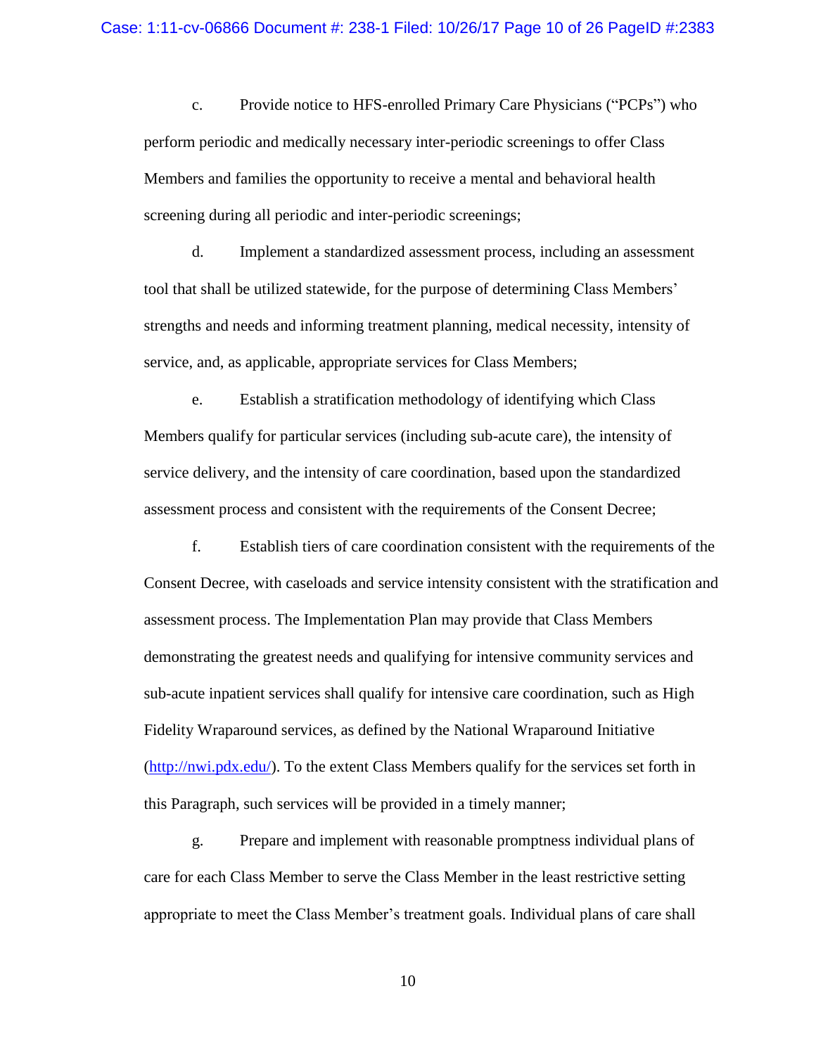c. Provide notice to HFS-enrolled Primary Care Physicians ("PCPs") who perform periodic and medically necessary inter-periodic screenings to offer Class Members and families the opportunity to receive a mental and behavioral health screening during all periodic and inter-periodic screenings;

d. Implement a standardized assessment process, including an assessment tool that shall be utilized statewide, for the purpose of determining Class Members' strengths and needs and informing treatment planning, medical necessity, intensity of service, and, as applicable, appropriate services for Class Members;

e. Establish a stratification methodology of identifying which Class Members qualify for particular services (including sub-acute care), the intensity of service delivery, and the intensity of care coordination, based upon the standardized assessment process and consistent with the requirements of the Consent Decree;

f. Establish tiers of care coordination consistent with the requirements of the Consent Decree, with caseloads and service intensity consistent with the stratification and assessment process. The Implementation Plan may provide that Class Members demonstrating the greatest needs and qualifying for intensive community services and sub-acute inpatient services shall qualify for intensive care coordination, such as High Fidelity Wraparound services, as defined by the National Wraparound Initiative (http://nwi.pdx.edu/). To the extent Class Members qualify for the services set forth in this Paragraph, such services will be provided in a timely manner;

g. Prepare and implement with reasonable promptness individual plans of care for each Class Member to serve the Class Member in the least restrictive setting appropriate to meet the Class Member's treatment goals. Individual plans of care shall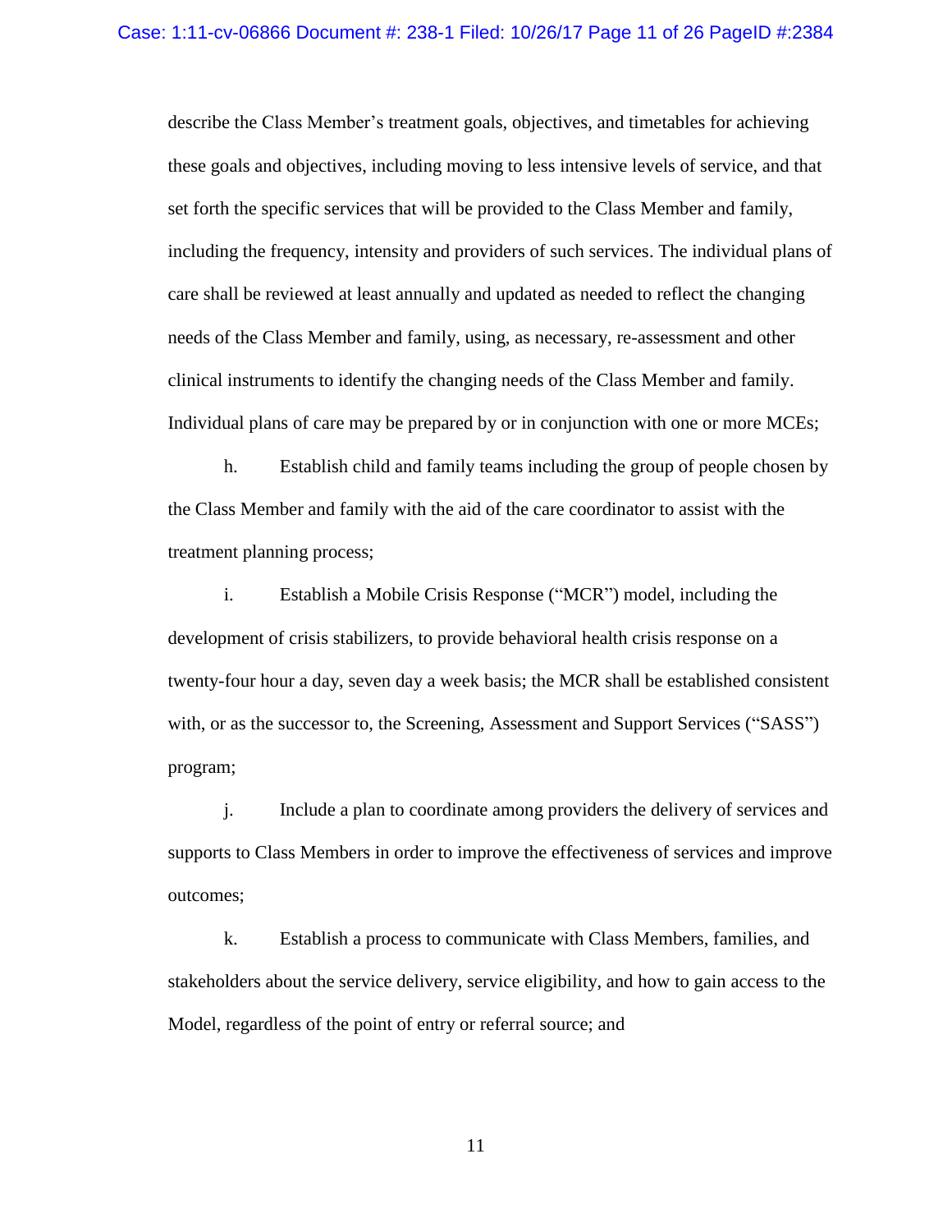describe the Class Member's treatment goals, objectives, and timetables for achieving these goals and objectives, including moving to less intensive levels of service, and that set forth the specific services that will be provided to the Class Member and family, including the frequency, intensity and providers of such services. The individual plans of care shall be reviewed at least annually and updated as needed to reflect the changing needs of the Class Member and family, using, as necessary, re-assessment and other clinical instruments to identify the changing needs of the Class Member and family. Individual plans of care may be prepared by or in conjunction with one or more MCEs;

h. Establish child and family teams including the group of people chosen by the Class Member and family with the aid of the care coordinator to assist with the treatment planning process;

i. Establish a Mobile Crisis Response ("MCR") model, including the development of crisis stabilizers, to provide behavioral health crisis response on a twenty-four hour a day, seven day a week basis; the MCR shall be established consistent with, or as the successor to, the Screening, Assessment and Support Services ("SASS") program;

j. Include a plan to coordinate among providers the delivery of services and supports to Class Members in order to improve the effectiveness of services and improve outcomes;

k. Establish a process to communicate with Class Members, families, and stakeholders about the service delivery, service eligibility, and how to gain access to the Model, regardless of the point of entry or referral source; and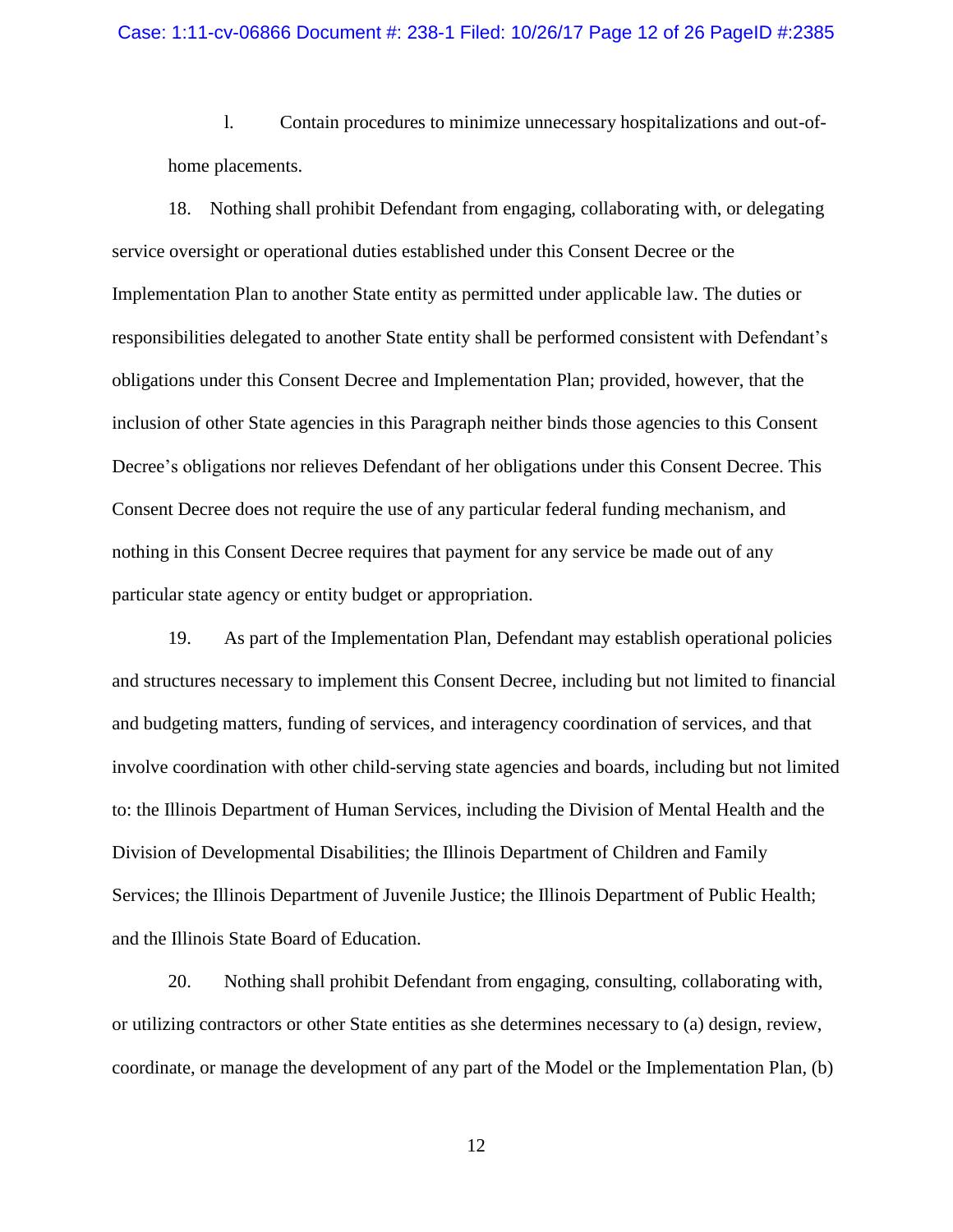l. Contain procedures to minimize unnecessary hospitalizations and out-of-home placements.

18. Nothing shall prohibit Defendant from engaging, collaborating with, or delegating service oversight or operational duties established under this Consent Decree or the Implementation Plan to another State entity as permitted under applicable law. The duties or responsibilities delegated to another State entity shall be performed consistent with Defendant's obligations under this Consent Decree and Implementation Plan; provided, however, that the inclusion of other State agencies in this Paragraph neither binds those agencies to this Consent Decree's obligations nor relieves Defendant of her obligations under this Consent Decree. This Consent Decree does not require the use of any particular federal funding mechanism, and nothing in this Consent Decree requires that payment for any service be made out of any particular state agency or entity budget or appropriation.

19. As part of the Implementation Plan, Defendant may establish operational policies and structures necessary to implement this Consent Decree, including but not limited to financial and budgeting matters, funding of services, and interagency coordination of services, and that involve coordination with other child-serving state agencies and boards, including but not limited to: the Illinois Department of Human Services, including the Division of Mental Health and the Division of Developmental Disabilities; the Illinois Department of Children and Family Services; the Illinois Department of Juvenile Justice; the Illinois Department of Public Health; and the Illinois State Board of Education.

20. Nothing shall prohibit Defendant from engaging, consulting, collaborating with, or utilizing contractors or other State entities as she determines necessary to (a) design, review, coordinate, or manage the development of any part of the Model or the Implementation Plan, (b)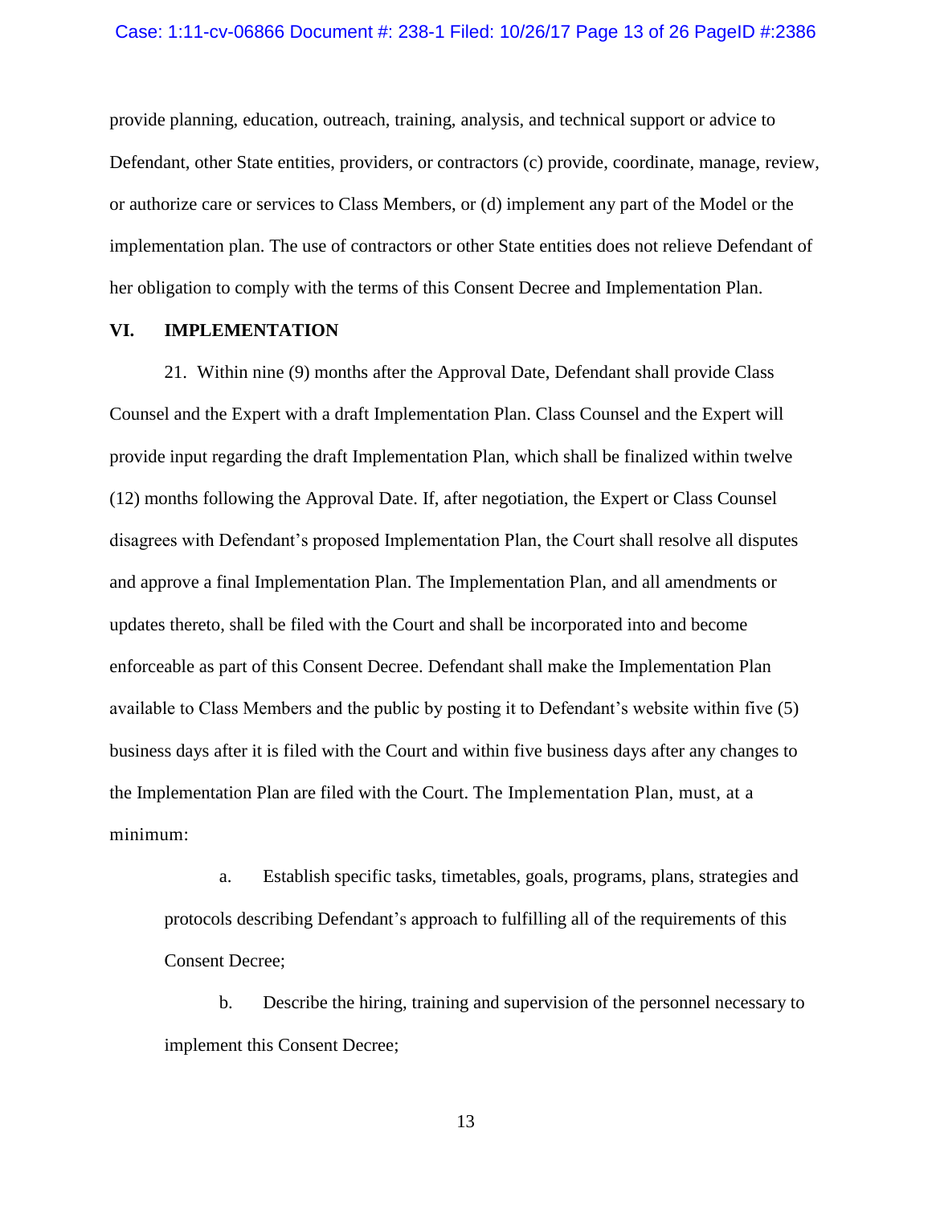provide planning, education, outreach, training, analysis, and technical support or advice to Defendant, other State entities, providers, or contractors (c) provide, coordinate, manage, review, or authorize care or services to Class Members, or (d) implement any part of the Model or the implementation plan. The use of contractors or other State entities does not relieve Defendant of her obligation to comply with the terms of this Consent Decree and Implementation Plan.

## VI. IMPLEMENTATION

21. Within nine (9) months after the Approval Date, Defendant shall provide Class Counsel and the Expert with a draft Implementation Plan. Class Counsel and the Expert will provide input regarding the draft Implementation Plan, which shall be finalized within twelve (12) months following the Approval Date. If, after negotiation, the Expert or Class Counsel disagrees with Defendant's proposed Implementation Plan, the Court shall resolve all disputes and approve a final Implementation Plan. The Implementation Plan, and all amendments or updates thereto, shall be filed with the Court and shall be incorporated into and become enforceable as part of this Consent Decree. Defendant shall make the Implementation Plan available to Class Members and the public by posting it to Defendant's website within five (5) business days after it is filed with the Court and within five business days after any changes to the Implementation Plan are filed with the Court. The Implementation Plan, must, at a minimum:

a. Establish specific tasks, timetables, goals, programs, plans, strategies and protocols describing Defendant's approach to fulfilling all of the requirements of this Consent Decree;

b. Describe the hiring, training and supervision of the personnel necessary to implement this Consent Decree;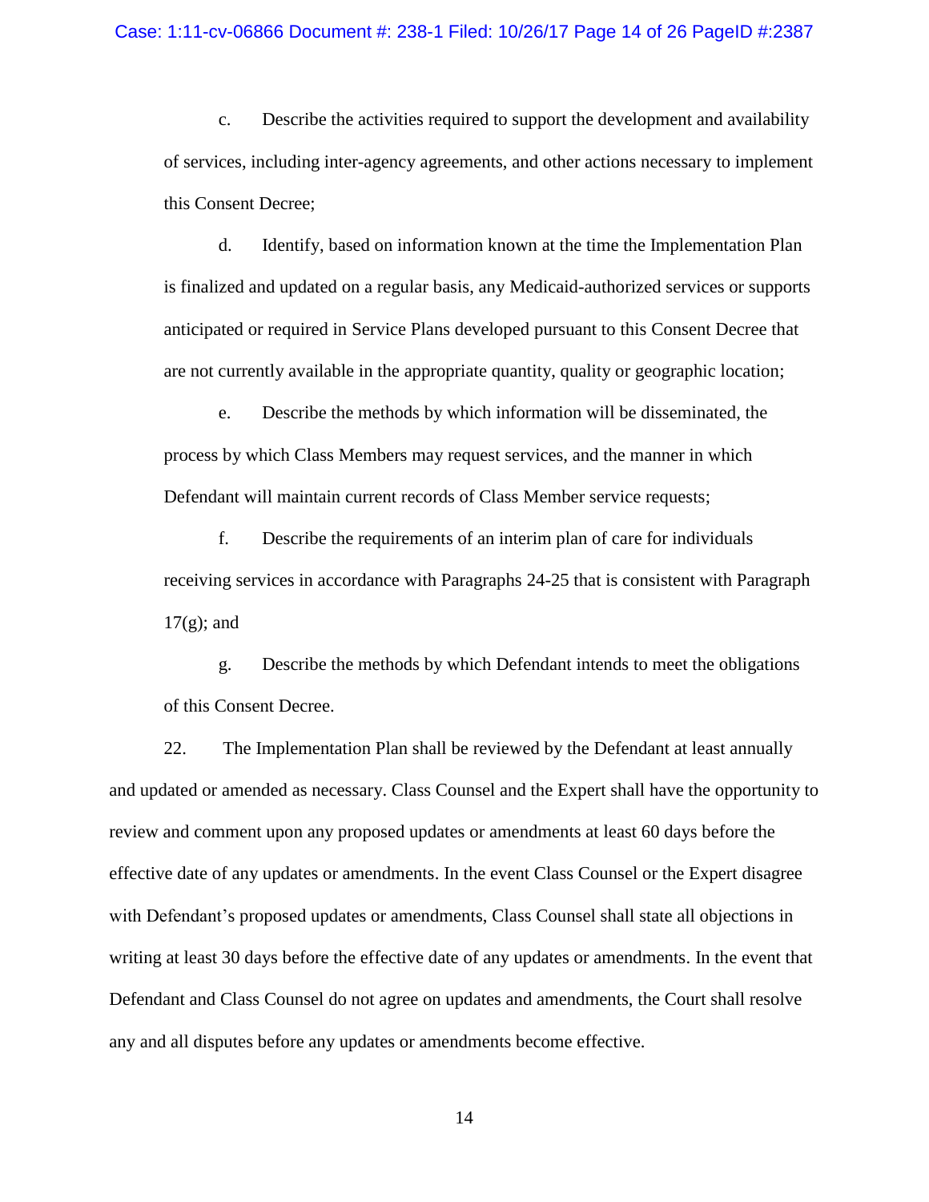c. Describe the activities required to support the development and availability of services, including inter-agency agreements, and other actions necessary to implement this Consent Decree;

d. Identify, based on information known at the time the Implementation Plan is finalized and updated on a regular basis, any Medicaid-authorized services or supports anticipated or required in Service Plans developed pursuant to this Consent Decree that are not currently available in the appropriate quantity, quality or geographic location;

e. Describe the methods by which information will be disseminated, the process by which Class Members may request services, and the manner in which Defendant will maintain current records of Class Member service requests;

f. Describe the requirements of an interim plan of care for individuals receiving services in accordance with Paragraphs 24-25 that is consistent with Paragraph 17(g); and

g. Describe the methods by which Defendant intends to meet the obligations of this Consent Decree.

22. The Implementation Plan shall be reviewed by the Defendant at least annually and updated or amended as necessary. Class Counsel and the Expert shall have the opportunity to review and comment upon any proposed updates or amendments at least 60 days before the effective date of any updates or amendments. In the event Class Counsel or the Expert disagree with Defendant's proposed updates or amendments, Class Counsel shall state all objections in writing at least 30 days before the effective date of any updates or amendments. In the event that Defendant and Class Counsel do not agree on updates and amendments, the Court shall resolve any and all disputes before any updates or amendments become effective.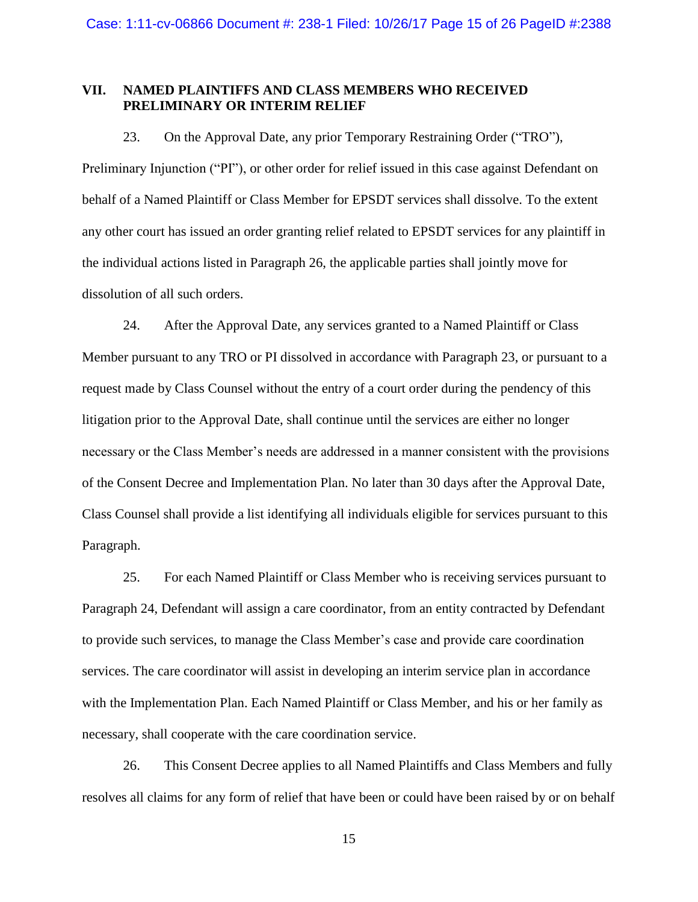## VII. NAMED PLAINTIFFS AND CLASS MEMBERS WHO RECEIVED PRELIMINARY OR INTERIM RELIEF

23. On the Approval Date, any prior Temporary Restraining Order ("TRO"), Preliminary Injunction ("PI"), or other order for relief issued in this case against Defendant on behalf of a Named Plaintiff or Class Member for EPSDT services shall dissolve. To the extent any other court has issued an order granting relief related to EPSDT services for any plaintiff in the individual actions listed in Paragraph 26, the applicable parties shall jointly move for dissolution of all such orders.

24. After the Approval Date, any services granted to a Named Plaintiff or Class Member pursuant to any TRO or PI dissolved in accordance with Paragraph 23, or pursuant to a request made by Class Counsel without the entry of a court order during the pendency of this litigation prior to the Approval Date, shall continue until the services are either no longer necessary or the Class Member's needs are addressed in a manner consistent with the provisions of the Consent Decree and Implementation Plan. No later than 30 days after the Approval Date, Class Counsel shall provide a list identifying all individuals eligible for services pursuant to this Paragraph.

25. For each Named Plaintiff or Class Member who is receiving services pursuant to Paragraph 24, Defendant will assign a care coordinator, from an entity contracted by Defendant to provide such services, to manage the Class Member's case and provide care coordination services. The care coordinator will assist in developing an interim service plan in accordance with the Implementation Plan. Each Named Plaintiff or Class Member, and his or her family as necessary, shall cooperate with the care coordination service.

26. This Consent Decree applies to all Named Plaintiffs and Class Members and fully resolves all claims for any form of relief that have been or could have been raised by or on behalf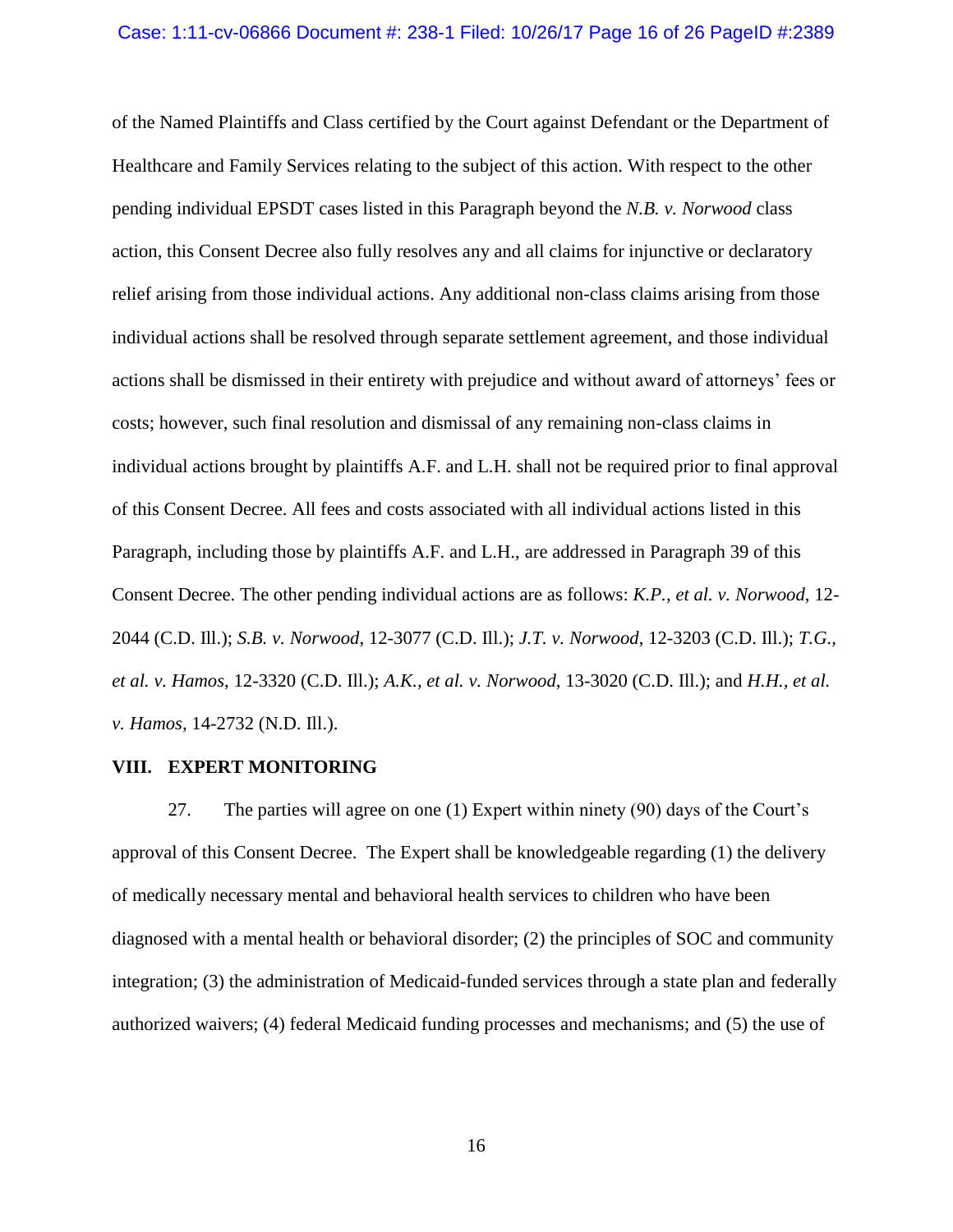of the Named Plaintiffs and Class certified by the Court against Defendant or the Department of Healthcare and Family Services relating to the subject of this action. With respect to the other pending individual EPSDT cases listed in this Paragraph beyond the *N.B. v. Norwood* class action, this Consent Decree also fully resolves any and all claims for injunctive or declaratory relief arising from those individual actions. Any additional non-class claims arising from those individual actions shall be resolved through separate settlement agreement, and those individual actions shall be dismissed in their entirety with prejudice and without award of attorneys' fees or costs; however, such final resolution and dismissal of any remaining non-class claims in individual actions brought by plaintiffs A.F. and L.H. shall not be required prior to final approval of this Consent Decree. All fees and costs associated with all individual actions listed in this Paragraph, including those by plaintiffs A.F. and L.H., are addressed in Paragraph 39 of this Consent Decree. The other pending individual actions are as follows: *K.P., et al. v. Norwood*, 12-2044 (C.D. Ill.); *S.B. v. Norwood*, 12-3077 (C.D. Ill.); *J.T. v. Norwood*, 12-3203 (C.D. Ill.); *T.G., et al. v. Hamos*, 12-3320 (C.D. Ill.); *A.K., et al. v. Norwood*, 13-3020 (C.D. Ill.); and *H.H., et al. v. Hamos*, 14-2732 (N.D. Ill.).

## VIII. EXPERT MONITORING

27. The parties will agree on one (1) Expert within ninety (90) days of the Court's approval of this Consent Decree. The Expert shall be knowledgeable regarding (1) the delivery of medically necessary mental and behavioral health services to children who have been diagnosed with a mental health or behavioral disorder; (2) the principles of SOC and community integration; (3) the administration of Medicaid-funded services through a state plan and federally authorized waivers; (4) federal Medicaid funding processes and mechanisms; and (5) the use of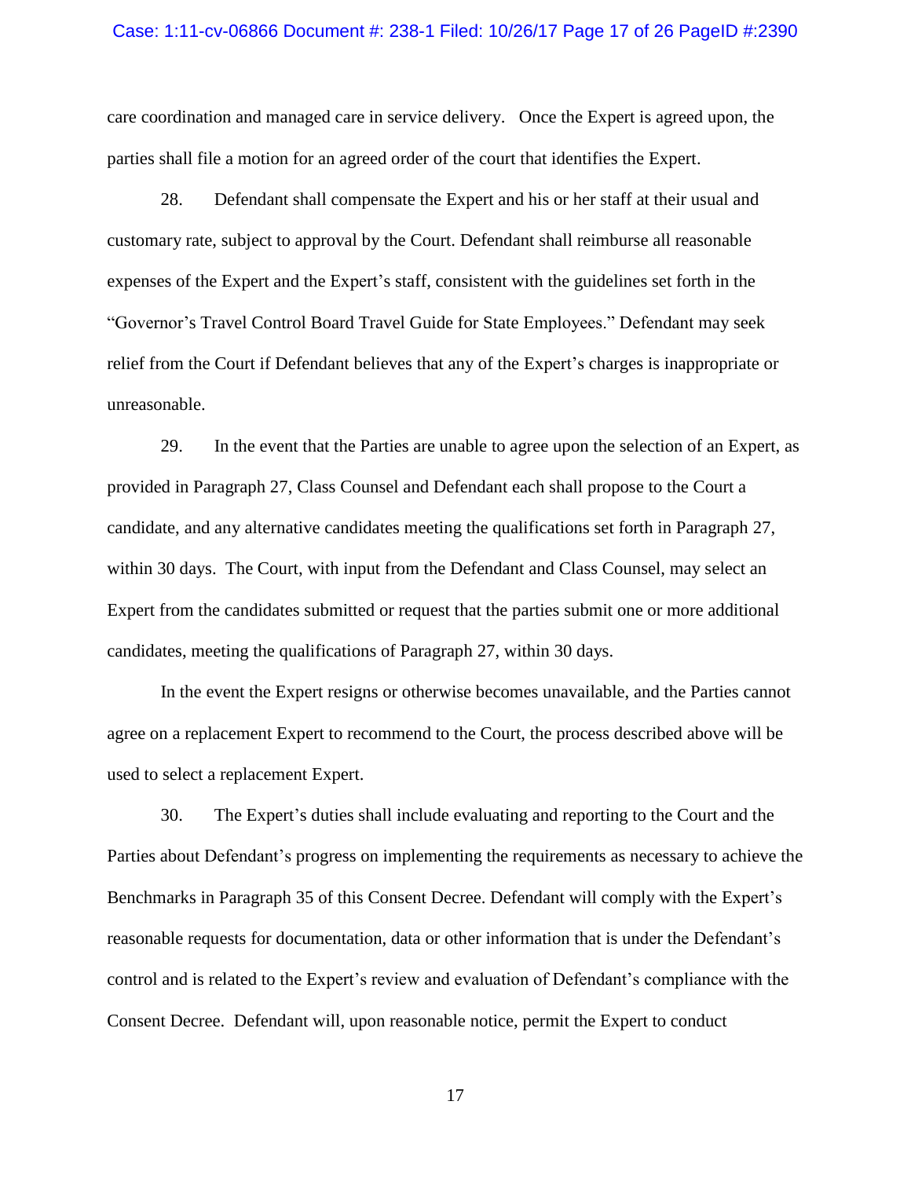care coordination and managed care in service delivery. Once the Expert is agreed upon, the parties shall file a motion for an agreed order of the court that identifies the Expert.

28. Defendant shall compensate the Expert and his or her staff at their usual and customary rate, subject to approval by the Court. Defendant shall reimburse all reasonable expenses of the Expert and the Expert's staff, consistent with the guidelines set forth in the "Governor's Travel Control Board Travel Guide for State Employees." Defendant may seek relief from the Court if Defendant believes that any of the Expert's charges is inappropriate or unreasonable.

29. In the event that the Parties are unable to agree upon the selection of an Expert, as provided in Paragraph 27, Class Counsel and Defendant each shall propose to the Court a candidate, and any alternative candidates meeting the qualifications set forth in Paragraph 27, within 30 days. The Court, with input from the Defendant and Class Counsel, may select an Expert from the candidates submitted or request that the parties submit one or more additional candidates, meeting the qualifications of Paragraph 27, within 30 days.

In the event the Expert resigns or otherwise becomes unavailable, and the Parties cannot agree on a replacement Expert to recommend to the Court, the process described above will be used to select a replacement Expert.

30. The Expert's duties shall include evaluating and reporting to the Court and the Parties about Defendant's progress on implementing the requirements as necessary to achieve the Benchmarks in Paragraph 35 of this Consent Decree. Defendant will comply with the Expert's reasonable requests for documentation, data or other information that is under the Defendant's control and is related to the Expert's review and evaluation of Defendant's compliance with the Consent Decree. Defendant will, upon reasonable notice, permit the Expert to conduct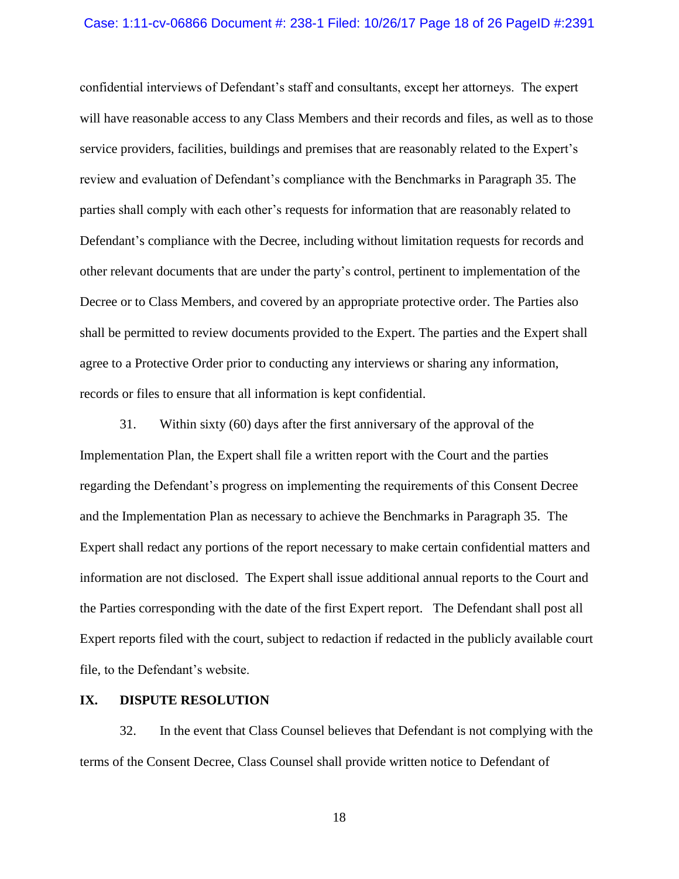confidential interviews of Defendant's staff and consultants, except her attorneys. The expert will have reasonable access to any Class Members and their records and files, as well as to those service providers, facilities, buildings and premises that are reasonably related to the Expert's review and evaluation of Defendant's compliance with the Benchmarks in Paragraph 35. The parties shall comply with each other's requests for information that are reasonably related to Defendant's compliance with the Decree, including without limitation requests for records and other relevant documents that are under the party's control, pertinent to implementation of the Decree or to Class Members, and covered by an appropriate protective order. The Parties also shall be permitted to review documents provided to the Expert. The parties and the Expert shall agree to a Protective Order prior to conducting any interviews or sharing any information, records or files to ensure that all information is kept confidential.

31. Within sixty (60) days after the first anniversary of the approval of the Implementation Plan, the Expert shall file a written report with the Court and the parties regarding the Defendant's progress on implementing the requirements of this Consent Decree and the Implementation Plan as necessary to achieve the Benchmarks in Paragraph 35. The Expert shall redact any portions of the report necessary to make certain confidential matters and information are not disclosed. The Expert shall issue additional annual reports to the Court and the Parties corresponding with the date of the first Expert report. The Defendant shall post all Expert reports filed with the court, subject to redaction if redacted in the publicly available court file, to the Defendant's website.

## IX. DISPUTE RESOLUTION

32. In the event that Class Counsel believes that Defendant is not complying with the terms of the Consent Decree, Class Counsel shall provide written notice to Defendant of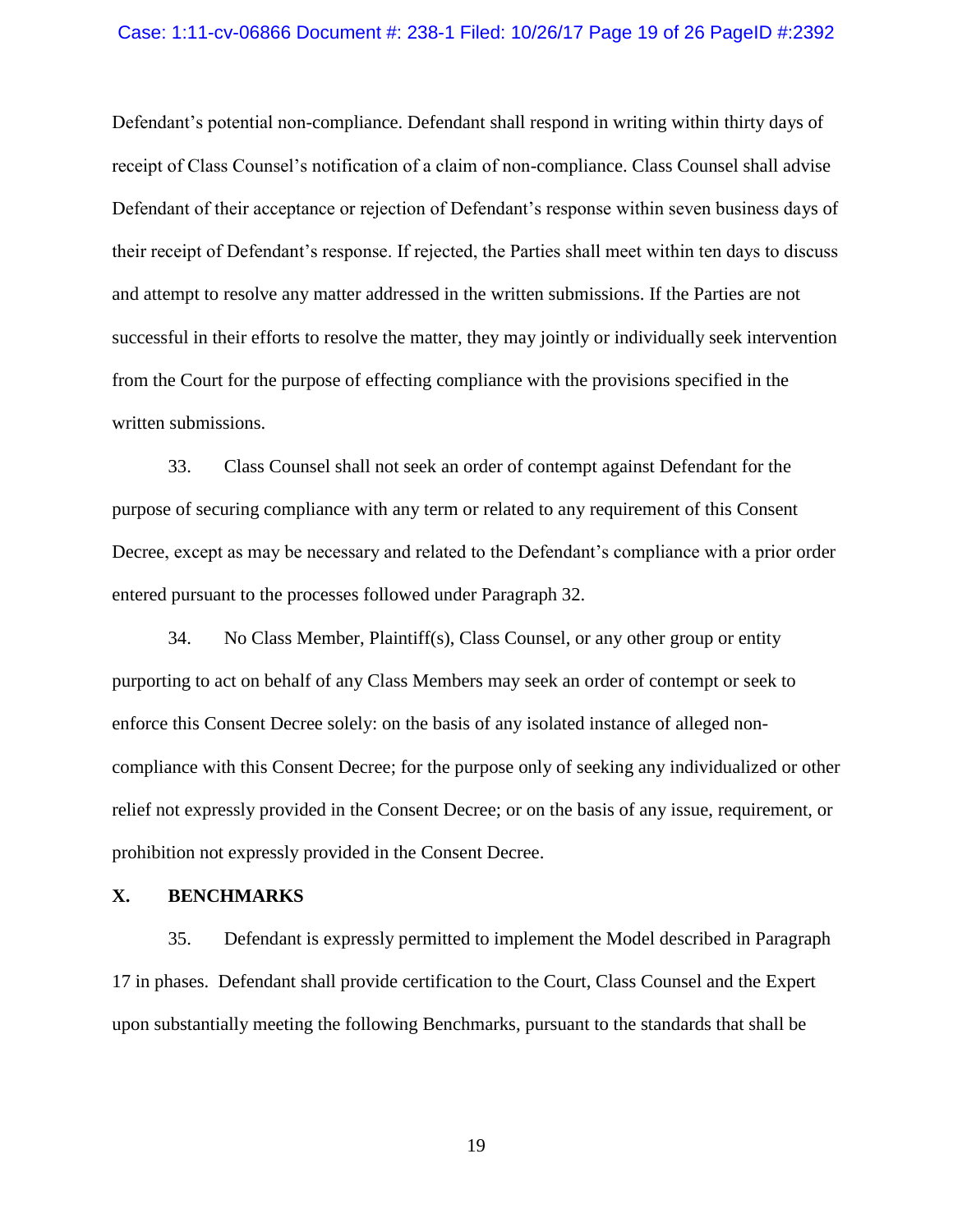Defendant's potential non-compliance. Defendant shall respond in writing within thirty days of receipt of Class Counsel's notification of a claim of non-compliance. Class Counsel shall advise Defendant of their acceptance or rejection of Defendant's response within seven business days of their receipt of Defendant's response. If rejected, the Parties shall meet within ten days to discuss and attempt to resolve any matter addressed in the written submissions. If the Parties are not successful in their efforts to resolve the matter, they may jointly or individually seek intervention from the Court for the purpose of effecting compliance with the provisions specified in the written submissions.

33. Class Counsel shall not seek an order of contempt against Defendant for the purpose of securing compliance with any term or related to any requirement of this Consent Decree, except as may be necessary and related to the Defendant's compliance with a prior order entered pursuant to the processes followed under Paragraph 32.

34. No Class Member, Plaintiff(s), Class Counsel, or any other group or entity purporting to act on behalf of any Class Members may seek an order of contempt or seek to enforce this Consent Decree solely: on the basis of any isolated instance of alleged non-compliance with this Consent Decree; for the purpose only of seeking any individualized or other relief not expressly provided in the Consent Decree; or on the basis of any issue, requirement, or prohibition not expressly provided in the Consent Decree.

## X. BENCHMARKS

35. Defendant is expressly permitted to implement the Model described in Paragraph 17 in phases. Defendant shall provide certification to the Court, Class Counsel and the Expert upon substantially meeting the following Benchmarks, pursuant to the standards that shall be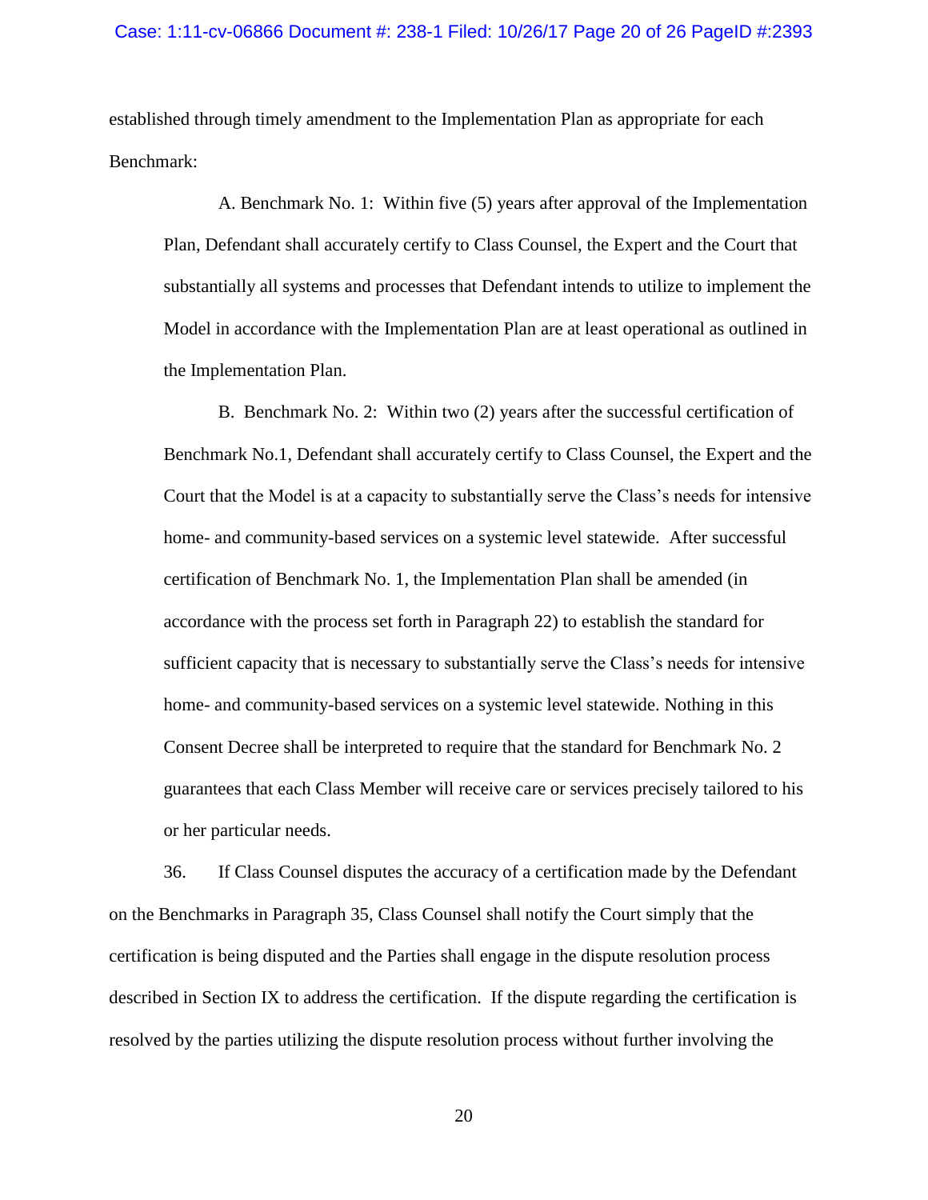established through timely amendment to the Implementation Plan as appropriate for each Benchmark:

A. Benchmark No. 1: Within five (5) years after approval of the Implementation Plan, Defendant shall accurately certify to Class Counsel, the Expert and the Court that substantially all systems and processes that Defendant intends to utilize to implement the Model in accordance with the Implementation Plan are at least operational as outlined in the Implementation Plan.

B. Benchmark No. 2: Within two (2) years after the successful certification of Benchmark No.1, Defendant shall accurately certify to Class Counsel, the Expert and the Court that the Model is at a capacity to substantially serve the Class's needs for intensive home- and community-based services on a systemic level statewide. After successful certification of Benchmark No. 1, the Implementation Plan shall be amended (in accordance with the process set forth in Paragraph 22) to establish the standard for sufficient capacity that is necessary to substantially serve the Class's needs for intensive home- and community-based services on a systemic level statewide. Nothing in this Consent Decree shall be interpreted to require that the standard for Benchmark No. 2 guarantees that each Class Member will receive care or services precisely tailored to his or her particular needs.

36. If Class Counsel disputes the accuracy of a certification made by the Defendant on the Benchmarks in Paragraph 35, Class Counsel shall notify the Court simply that the certification is being disputed and the Parties shall engage in the dispute resolution process described in Section IX to address the certification. If the dispute regarding the certification is resolved by the parties utilizing the dispute resolution process without further involving the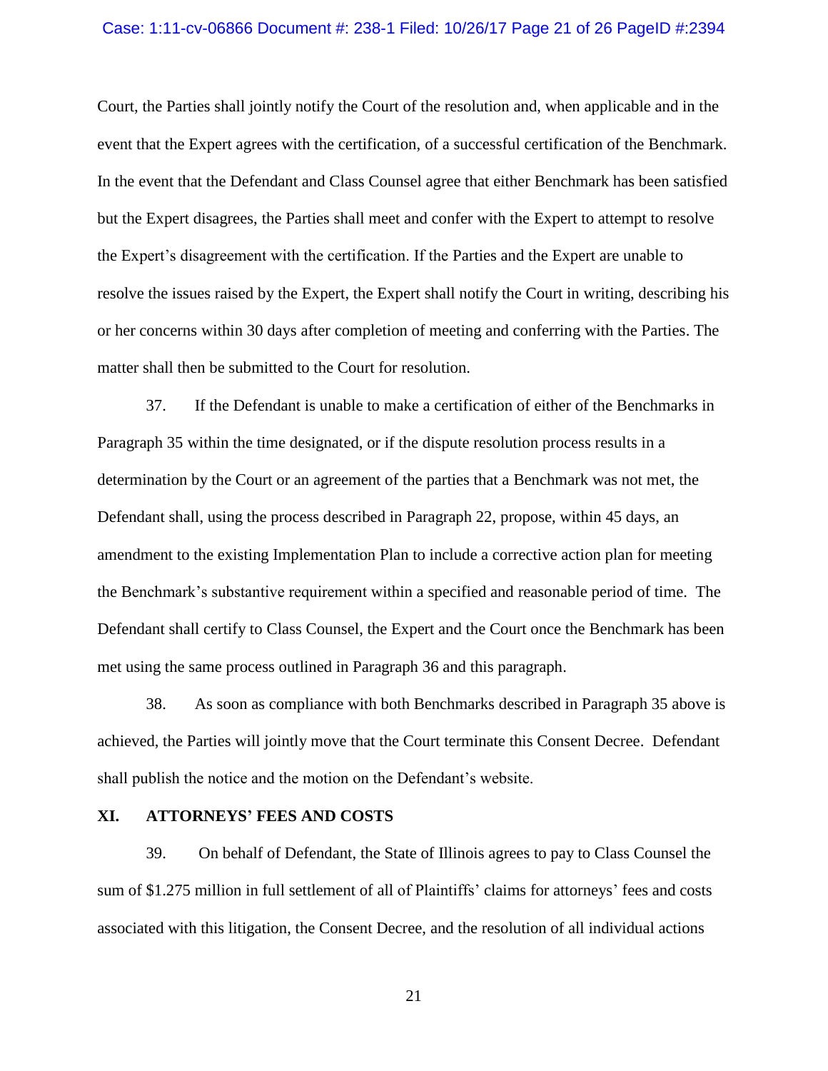Court, the Parties shall jointly notify the Court of the resolution and, when applicable and in the event that the Expert agrees with the certification, of a successful certification of the Benchmark. In the event that the Defendant and Class Counsel agree that either Benchmark has been satisfied but the Expert disagrees, the Parties shall meet and confer with the Expert to attempt to resolve the Expert's disagreement with the certification. If the Parties and the Expert are unable to resolve the issues raised by the Expert, the Expert shall notify the Court in writing, describing his or her concerns within 30 days after completion of meeting and conferring with the Parties. The matter shall then be submitted to the Court for resolution.

37. If the Defendant is unable to make a certification of either of the Benchmarks in Paragraph 35 within the time designated, or if the dispute resolution process results in a determination by the Court or an agreement of the parties that a Benchmark was not met, the Defendant shall, using the process described in Paragraph 22, propose, within 45 days, an amendment to the existing Implementation Plan to include a corrective action plan for meeting the Benchmark's substantive requirement within a specified and reasonable period of time. The Defendant shall certify to Class Counsel, the Expert and the Court once the Benchmark has been met using the same process outlined in Paragraph 36 and this paragraph.

38. As soon as compliance with both Benchmarks described in Paragraph 35 above is achieved, the Parties will jointly move that the Court terminate this Consent Decree. Defendant shall publish the notice and the motion on the Defendant's website.

## XI. ATTORNEYS' FEES AND COSTS

39. On behalf of Defendant, the State of Illinois agrees to pay to Class Counsel the sum of $1.275 million in full settlement of all of Plaintiffs' claims for attorneys' fees and costs associated with this litigation, the Consent Decree, and the resolution of all individual actions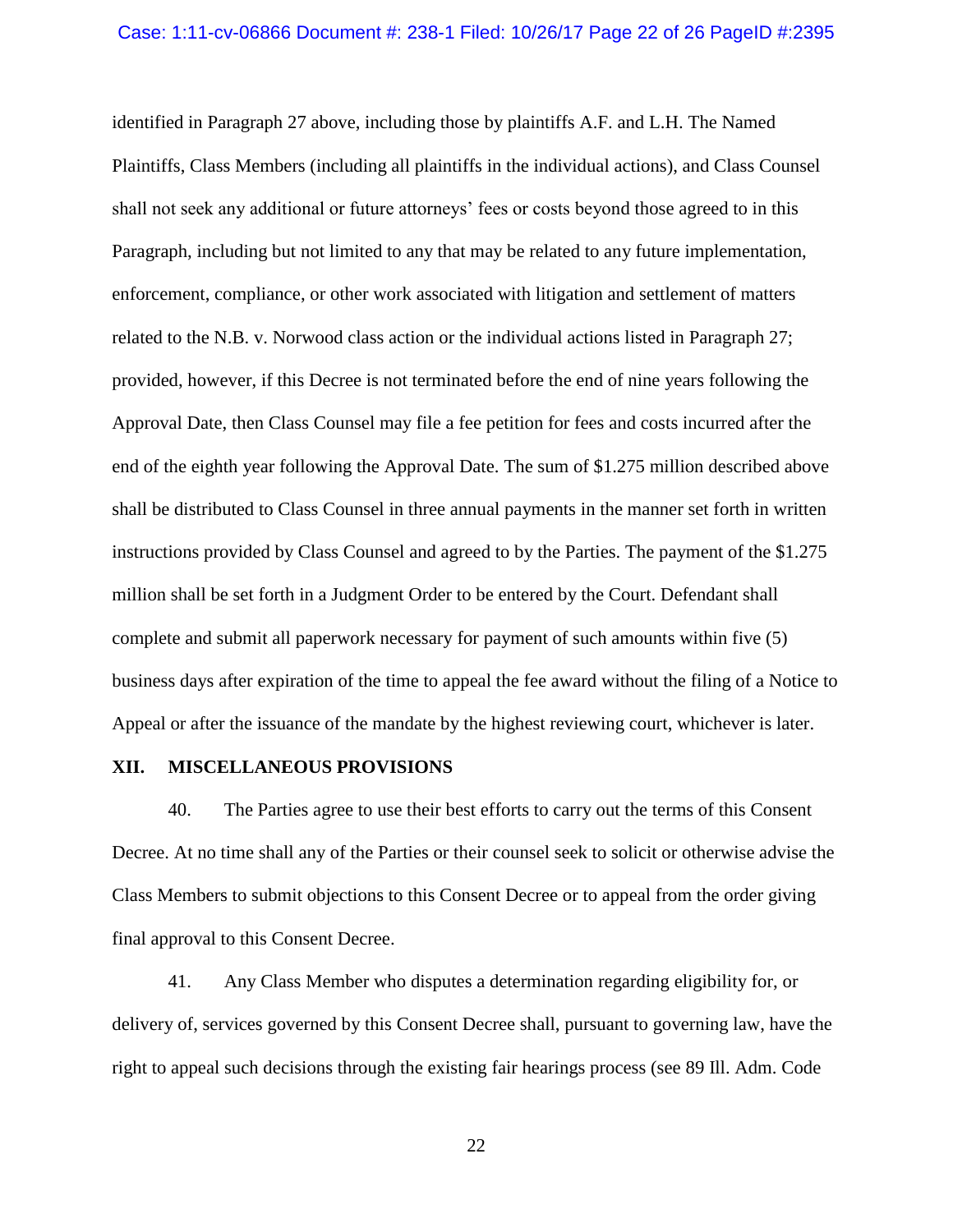identified in Paragraph 27 above, including those by plaintiffs A.F. and L.H. The Named Plaintiffs, Class Members (including all plaintiffs in the individual actions), and Class Counsel shall not seek any additional or future attorneys' fees or costs beyond those agreed to in this Paragraph, including but not limited to any that may be related to any future implementation, enforcement, compliance, or other work associated with litigation and settlement of matters related to the N.B. v. Norwood class action or the individual actions listed in Paragraph 27; provided, however, if this Decree is not terminated before the end of nine years following the Approval Date, then Class Counsel may file a fee petition for fees and costs incurred after the end of the eighth year following the Approval Date. The sum of $1.275 million described above shall be distributed to Class Counsel in three annual payments in the manner set forth in written instructions provided by Class Counsel and agreed to by the Parties. The payment of the $1.275 million shall be set forth in a Judgment Order to be entered by the Court. Defendant shall complete and submit all paperwork necessary for payment of such amounts within five (5) business days after expiration of the time to appeal the fee award without the filing of a Notice to Appeal or after the issuance of the mandate by the highest reviewing court, whichever is later.

## XII. MISCELLANEOUS PROVISIONS

40. The Parties agree to use their best efforts to carry out the terms of this Consent Decree. At no time shall any of the Parties or their counsel seek to solicit or otherwise advise the Class Members to submit objections to this Consent Decree or to appeal from the order giving final approval to this Consent Decree.

41. Any Class Member who disputes a determination regarding eligibility for, or delivery of, services governed by this Consent Decree shall, pursuant to governing law, have the right to appeal such decisions through the existing fair hearings process (see 89 Ill. Adm. Code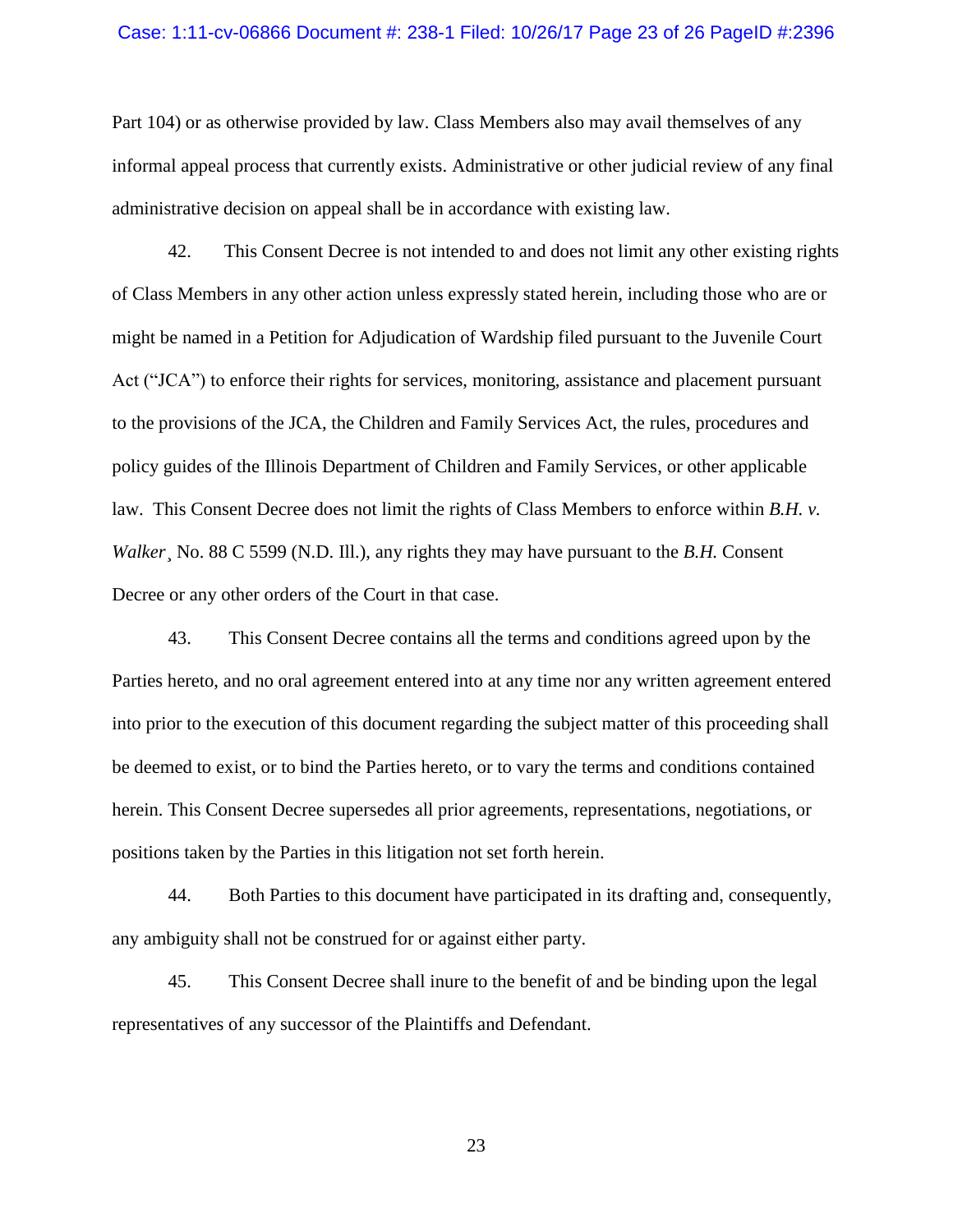Part 104) or as otherwise provided by law. Class Members also may avail themselves of any informal appeal process that currently exists. Administrative or other judicial review of any final administrative decision on appeal shall be in accordance with existing law.

42. This Consent Decree is not intended to and does not limit any other existing rights of Class Members in any other action unless expressly stated herein, including those who are or might be named in a Petition for Adjudication of Wardship filed pursuant to the Juvenile Court Act ("JCA") to enforce their rights for services, monitoring, assistance and placement pursuant to the provisions of the JCA, the Children and Family Services Act, the rules, procedures and policy guides of the Illinois Department of Children and Family Services, or other applicable law. This Consent Decree does not limit the rights of Class Members to enforce within *B.H. v. Walker*¸ No. 88 C 5599 (N.D. Ill.), any rights they may have pursuant to the *B.H.* Consent Decree or any other orders of the Court in that case.

43. This Consent Decree contains all the terms and conditions agreed upon by the Parties hereto, and no oral agreement entered into at any time nor any written agreement entered into prior to the execution of this document regarding the subject matter of this proceeding shall be deemed to exist, or to bind the Parties hereto, or to vary the terms and conditions contained herein. This Consent Decree supersedes all prior agreements, representations, negotiations, or positions taken by the Parties in this litigation not set forth herein.

44. Both Parties to this document have participated in its drafting and, consequently, any ambiguity shall not be construed for or against either party.

45. This Consent Decree shall inure to the benefit of and be binding upon the legal representatives of any successor of the Plaintiffs and Defendant.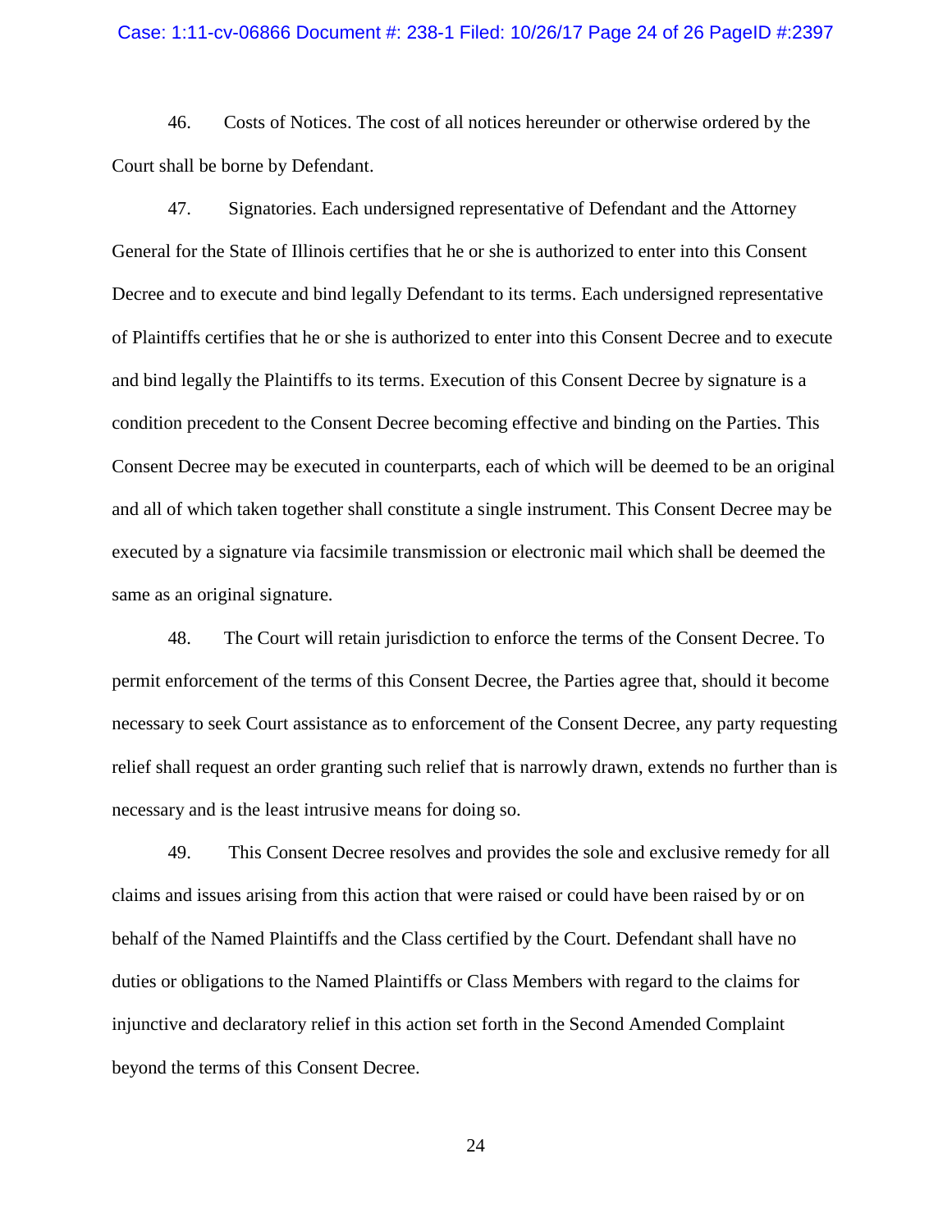46. Costs of Notices. The cost of all notices hereunder or otherwise ordered by the Court shall be borne by Defendant.

47. Signatories. Each undersigned representative of Defendant and the Attorney General for the State of Illinois certifies that he or she is authorized to enter into this Consent Decree and to execute and bind legally Defendant to its terms. Each undersigned representative of Plaintiffs certifies that he or she is authorized to enter into this Consent Decree and to execute and bind legally the Plaintiffs to its terms. Execution of this Consent Decree by signature is a condition precedent to the Consent Decree becoming effective and binding on the Parties. This Consent Decree may be executed in counterparts, each of which will be deemed to be an original and all of which taken together shall constitute a single instrument. This Consent Decree may be executed by a signature via facsimile transmission or electronic mail which shall be deemed the same as an original signature.

48. The Court will retain jurisdiction to enforce the terms of the Consent Decree. To permit enforcement of the terms of this Consent Decree, the Parties agree that, should it become necessary to seek Court assistance as to enforcement of the Consent Decree, any party requesting relief shall request an order granting such relief that is narrowly drawn, extends no further than is necessary and is the least intrusive means for doing so.

49. This Consent Decree resolves and provides the sole and exclusive remedy for all claims and issues arising from this action that were raised or could have been raised by or on behalf of the Named Plaintiffs and the Class certified by the Court. Defendant shall have no duties or obligations to the Named Plaintiffs or Class Members with regard to the claims for injunctive and declaratory relief in this action set forth in the Second Amended Complaint beyond the terms of this Consent Decree.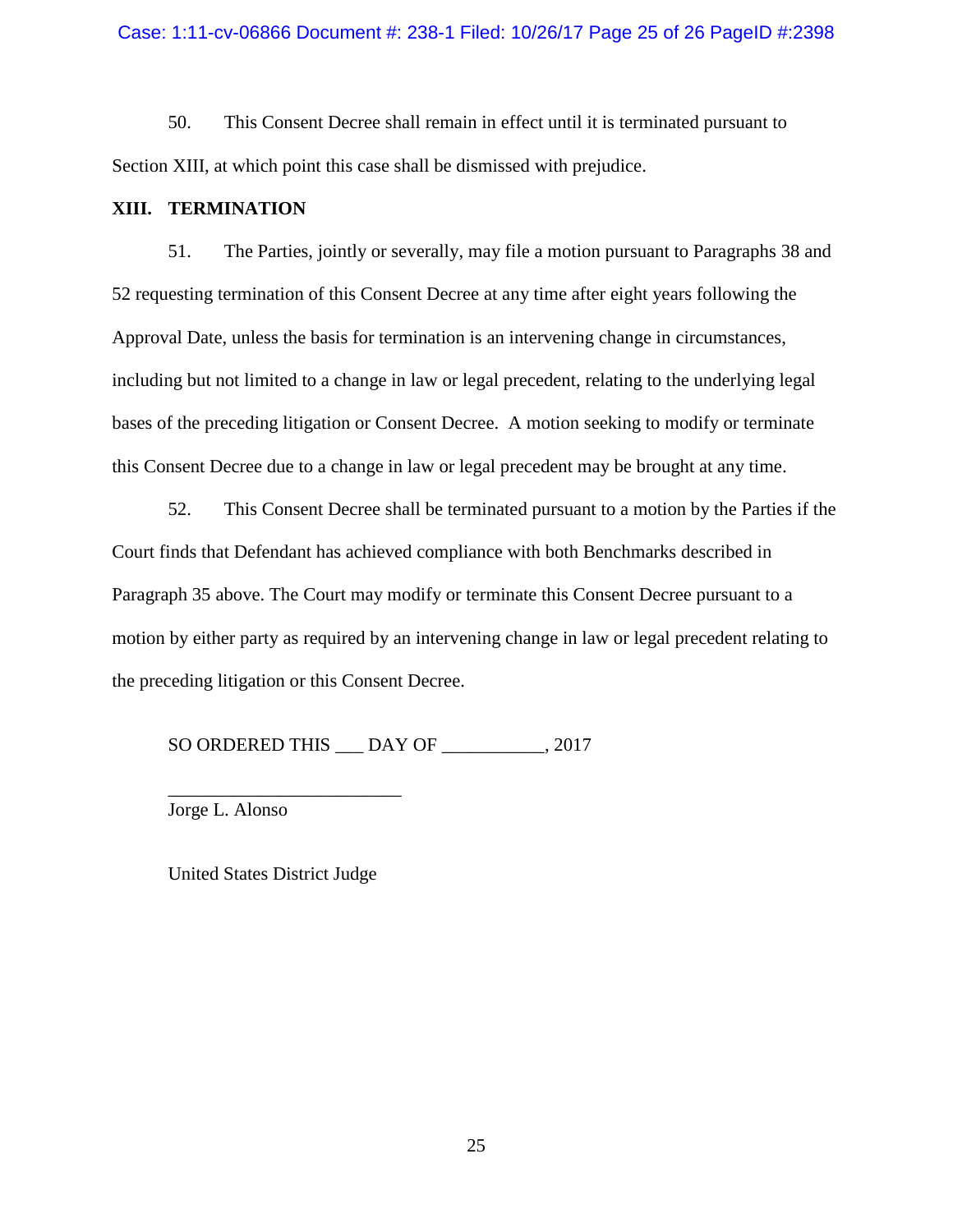50. This Consent Decree shall remain in effect until it is terminated pursuant to Section XIII, at which point this case shall be dismissed with prejudice.

## XIII. TERMINATION

51. The Parties, jointly or severally, may file a motion pursuant to Paragraphs 38 and 52 requesting termination of this Consent Decree at any time after eight years following the Approval Date, unless the basis for termination is an intervening change in circumstances, including but not limited to a change in law or legal precedent, relating to the underlying legal bases of the preceding litigation or Consent Decree. A motion seeking to modify or terminate this Consent Decree due to a change in law or legal precedent may be brought at any time.

52. This Consent Decree shall be terminated pursuant to a motion by the Parties if the Court finds that Defendant has achieved compliance with both Benchmarks described in Paragraph 35 above. The Court may modify or terminate this Consent Decree pursuant to a motion by either party as required by an intervening change in law or legal precedent relating to the preceding litigation or this Consent Decree.

SO ORDERED THIS ___ DAY OF ___________, 2017

_________________________

Jorge L. Alonso

United States District Judge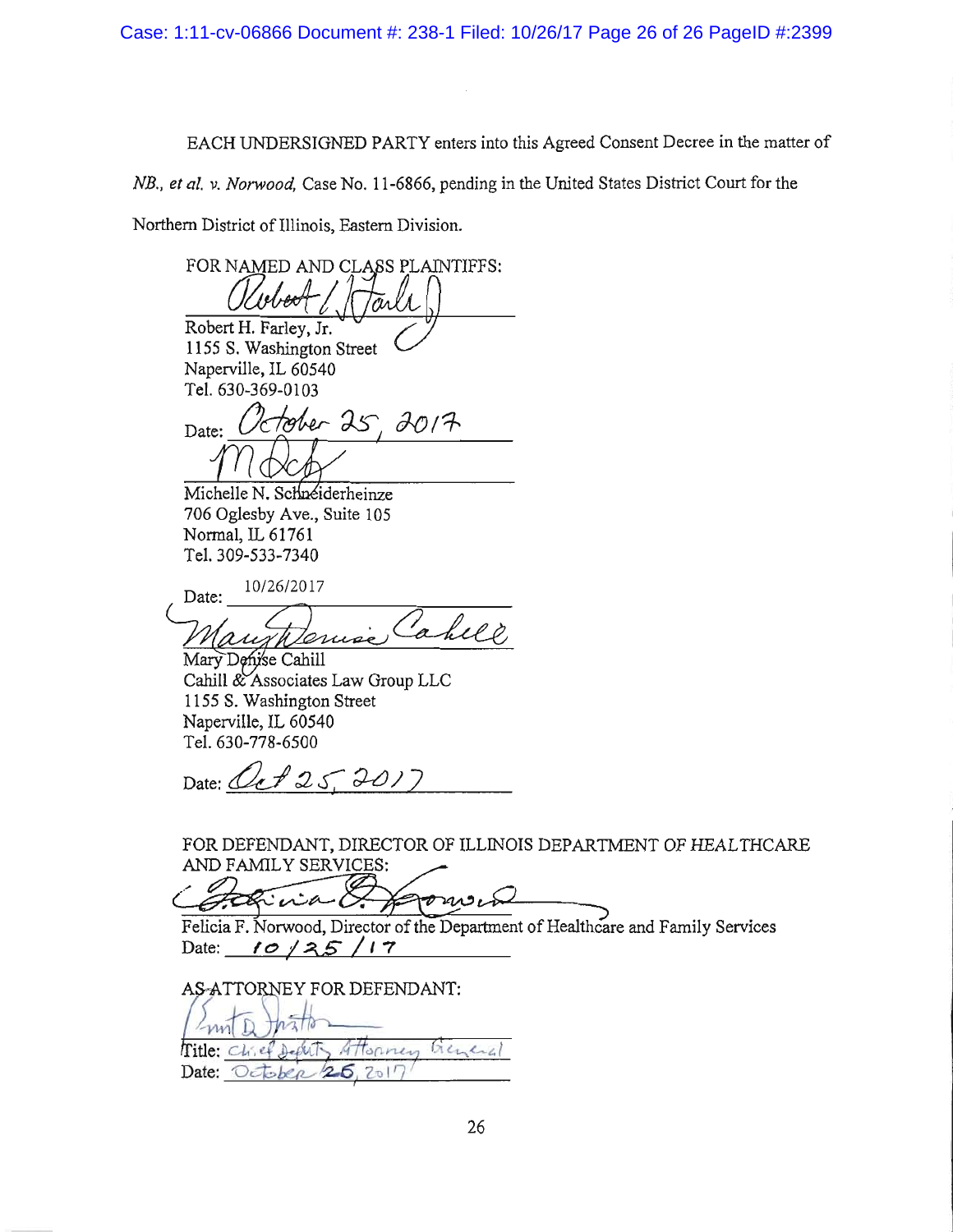EACH UNDERSIGNED PARTY enters into this Agreed Consent Decree in the matter of *NB., et al. v. Norwood,* Case No. 11-6866, pending in the United States District Court for the Northern District of Illinois, Eastern Division.

FOR NAMED AND CLASS PLAINTIFFS:

Robert H. Farley, Jr.
1155 S. Washington Street
Naperville, IL 60540
Tel. 630-369-0103

Date: October 25, 2017

Michelle N. Schneiderheinze
706 Oglesby Ave., Suite 105
Normal, IL 61761
Tel. 309-533-7340

Date: 10/26/2017

Mary Denise Cahill
Cahill & Associates Law Group LLC
1155 S. Washington Street
Naperville, IL 60540
Tel. 630-778-6500

Date: Oct 25, 2017

FOR DEFENDANT, DIRECTOR OF ILLINOIS DEPARTMENT OF HEALTHCARE AND FAMILY SERVICES:

Felicia F. Norwood, Director of the Department of Healthcare and Family Services
Date: 10/25/17

AS ATTORNEY FOR DEFENDANT:

Title: Chief Deputy Attorney General
Date: October 26, 2017